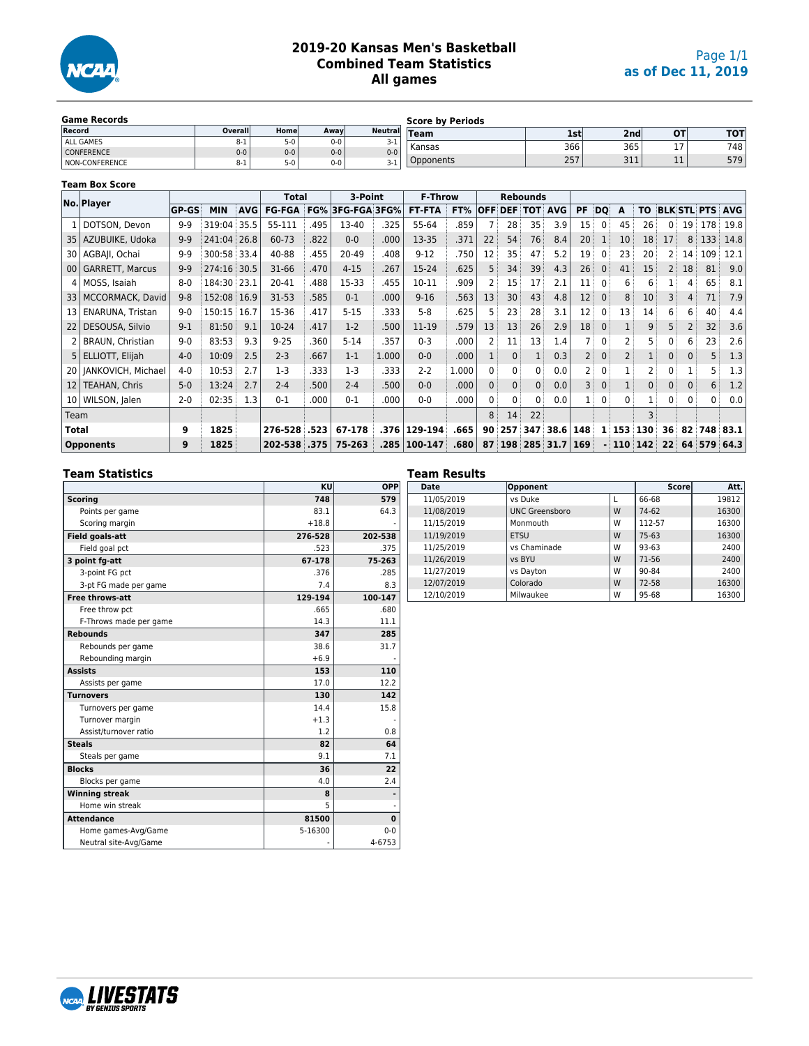# 2019-20 Kansas Men's Basketball
## Combined Team Statistics
## All games

Page 1/1
as of Dec 11, 2019

### Game Records

| Record | Overall | Home | Away | Neutral |
|---|---|---|---|---|
| ALL GAMES | 8-1 | 5-0 | 0-0 | 3-1 |
| CONFERENCE | 0-0 | 0-0 | 0-0 | 0-0 |
| NON-CONFERENCE | 8-1 | 5-0 | 0-0 | 3-1 |

### Score by Periods

| Team | 1st | 2nd | OT | TOT |
|---|---|---|---|---|
| Kansas | 366 | 365 | 17 | 748 |
| Opponents | 257 | 311 | 11 | 579 |

### Team Box Score

| No. | Player | GP-GS | MIN | AVG | Total FG-FGA | FG% | 3-Point 3FG-FGA | 3FG% | F-Throw FT-FTA | FT% | Rebounds OFF | DEF | TOT | AVG | PF | DQ | A | TO | BLK | STL | PTS | AVG |
|---|---|---|---|---|---|---|---|---|---|---|---|---|---|---|---|---|---|---|---|---|---|---|
| 1 | DOTSON, Devon | 9-9 | 319:04 | 35.5 | 55-111 | .495 | 13-40 | .325 | 55-64 | .859 | 7 | 28 | 35 | 3.9 | 15 | 0 | 45 | 26 | 0 | 19 | 178 | 19.8 |
| 35 | AZUBUIKE, Udoka | 9-9 | 241:04 | 26.8 | 60-73 | .822 | 0-0 | .000 | 13-35 | .371 | 22 | 54 | 76 | 8.4 | 20 | 1 | 10 | 18 | 17 | 8 | 133 | 14.8 |
| 30 | AGBAJI, Ochai | 9-9 | 300:58 | 33.4 | 40-88 | .455 | 20-49 | .408 | 9-12 | .750 | 12 | 35 | 47 | 5.2 | 19 | 0 | 23 | 20 | 2 | 14 | 109 | 12.1 |
| 00 | GARRETT, Marcus | 9-9 | 274:16 | 30.5 | 31-66 | .470 | 4-15 | .267 | 15-24 | .625 | 5 | 34 | 39 | 4.3 | 26 | 0 | 41 | 15 | 2 | 18 | 81 | 9.0 |
| 4 | MOSS, Isaiah | 8-0 | 184:30 | 23.1 | 20-41 | .488 | 15-33 | .455 | 10-11 | .909 | 2 | 15 | 17 | 2.1 | 11 | 0 | 6 | 6 | 1 | 4 | 65 | 8.1 |
| 33 | MCCORMACK, David | 9-8 | 152:08 | 16.9 | 31-53 | .585 | 0-1 | .000 | 9-16 | .563 | 13 | 30 | 43 | 4.8 | 12 | 0 | 8 | 10 | 3 | 4 | 71 | 7.9 |
| 13 | ENARUNA, Tristan | 9-0 | 150:15 | 16.7 | 15-36 | .417 | 5-15 | .333 | 5-8 | .625 | 5 | 23 | 28 | 3.1 | 12 | 0 | 13 | 14 | 6 | 6 | 40 | 4.4 |
| 22 | DESOUSA, Silvio | 9-1 | 81:50 | 9.1 | 10-24 | .417 | 1-2 | .500 | 11-19 | .579 | 13 | 13 | 26 | 2.9 | 18 | 0 | 1 | 9 | 5 | 2 | 32 | 3.6 |
| 2 | BRAUN, Christian | 9-0 | 83:53 | 9.3 | 9-25 | .360 | 5-14 | .357 | 0-3 | .000 | 2 | 11 | 13 | 1.4 | 7 | 0 | 2 | 5 | 0 | 6 | 23 | 2.6 |
| 5 | ELLIOTT, Elijah | 4-0 | 10:09 | 2.5 | 2-3 | .667 | 1-1 | 1.000 | 0-0 | .000 | 1 | 0 | 1 | 0.3 | 2 | 0 | 2 | 1 | 0 | 0 | 5 | 1.3 |
| 20 | JANKOVICH, Michael | 4-0 | 10:53 | 2.7 | 1-3 | .333 | 1-3 | .333 | 2-2 | 1.000 | 0 | 0 | 0 | 0.0 | 2 | 0 | 1 | 2 | 0 | 1 | 5 | 1.3 |
| 12 | TEAHAN, Chris | 5-0 | 13:24 | 2.7 | 2-4 | .500 | 2-4 | .500 | 0-0 | .000 | 0 | 0 | 0 | 0.0 | 3 | 0 | 1 | 0 | 0 | 0 | 6 | 1.2 |
| 10 | WILSON, Jalen | 2-0 | 02:35 | 1.3 | 0-1 | .000 | 0-1 | .000 | 0-0 | .000 | 0 | 0 | 0 | 0.0 | 1 | 0 | 0 | 1 | 0 | 0 | 0 | 0.0 |
| | Team | | | | | | | | | | 8 | 14 | 22 | | | | | 3 | | | | |
| | **Total** | **9** | **1825** | | **276-528** | **.523** | **67-178** | **.376** | **129-194** | **.665** | **90** | **257** | **347** | **38.6** | **148** | **1** | **153** | **130** | **36** | **82** | **748** | **83.1** |
| | **Opponents** | **9** | **1825** | | **202-538** | **.375** | **75-263** | **.285** | **100-147** | **.680** | **87** | **198** | **285** | **31.7** | **169** | **-** | **110** | **142** | **22** | **64** | **579** | **64.3** |

### Team Statistics

| | KU | OPP |
|---|---|---|
| **Scoring** | **748** | **579** |
| Points per game | 83.1 | 64.3 |
| Scoring margin | +18.8 | - |
| **Field goals-att** | **276-528** | **202-538** |
| Field goal pct | .523 | .375 |
| **3 point fg-att** | **67-178** | **75-263** |
| 3-point FG pct | .376 | .285 |
| 3-pt FG made per game | 7.4 | 8.3 |
| **Free throws-att** | **129-194** | **100-147** |
| Free throw pct | .665 | .680 |
| F-Throws made per game | 14.3 | 11.1 |
| **Rebounds** | **347** | **285** |
| Rebounds per game | 38.6 | 31.7 |
| Rebounding margin | +6.9 | - |
| **Assists** | **153** | **110** |
| Assists per game | 17.0 | 12.2 |
| **Turnovers** | **130** | **142** |
| Turnovers per game | 14.4 | 15.8 |
| Turnover margin | +1.3 | - |
| Assist/turnover ratio | 1.2 | 0.8 |
| **Steals** | **82** | **64** |
| Steals per game | 9.1 | 7.1 |
| **Blocks** | **36** | **22** |
| Blocks per game | 4.0 | 2.4 |
| **Winning streak** | **8** | **-** |
| Home win streak | 5 | - |
| **Attendance** | **81500** | **0** |
| Home games-Avg/Game | 5-16300 | 0-0 |
| Neutral site-Avg/Game | - | 4-6753 |

### Team Results

| Date | Opponent | | Score | Att. |
|---|---|---|---|---|
| 11/05/2019 | vs Duke | L | 66-68 | 19812 |
| 11/08/2019 | UNC Greensboro | W | 74-62 | 16300 |
| 11/15/2019 | Monmouth | W | 112-57 | 16300 |
| 11/19/2019 | ETSU | W | 75-63 | 16300 |
| 11/25/2019 | vs Chaminade | W | 93-63 | 2400 |
| 11/26/2019 | vs BYU | W | 71-56 | 2400 |
| 11/27/2019 | vs Dayton | W | 90-84 | 2400 |
| 12/07/2019 | Colorado | W | 72-58 | 16300 |
| 12/10/2019 | Milwaukee | W | 95-68 | 16300 |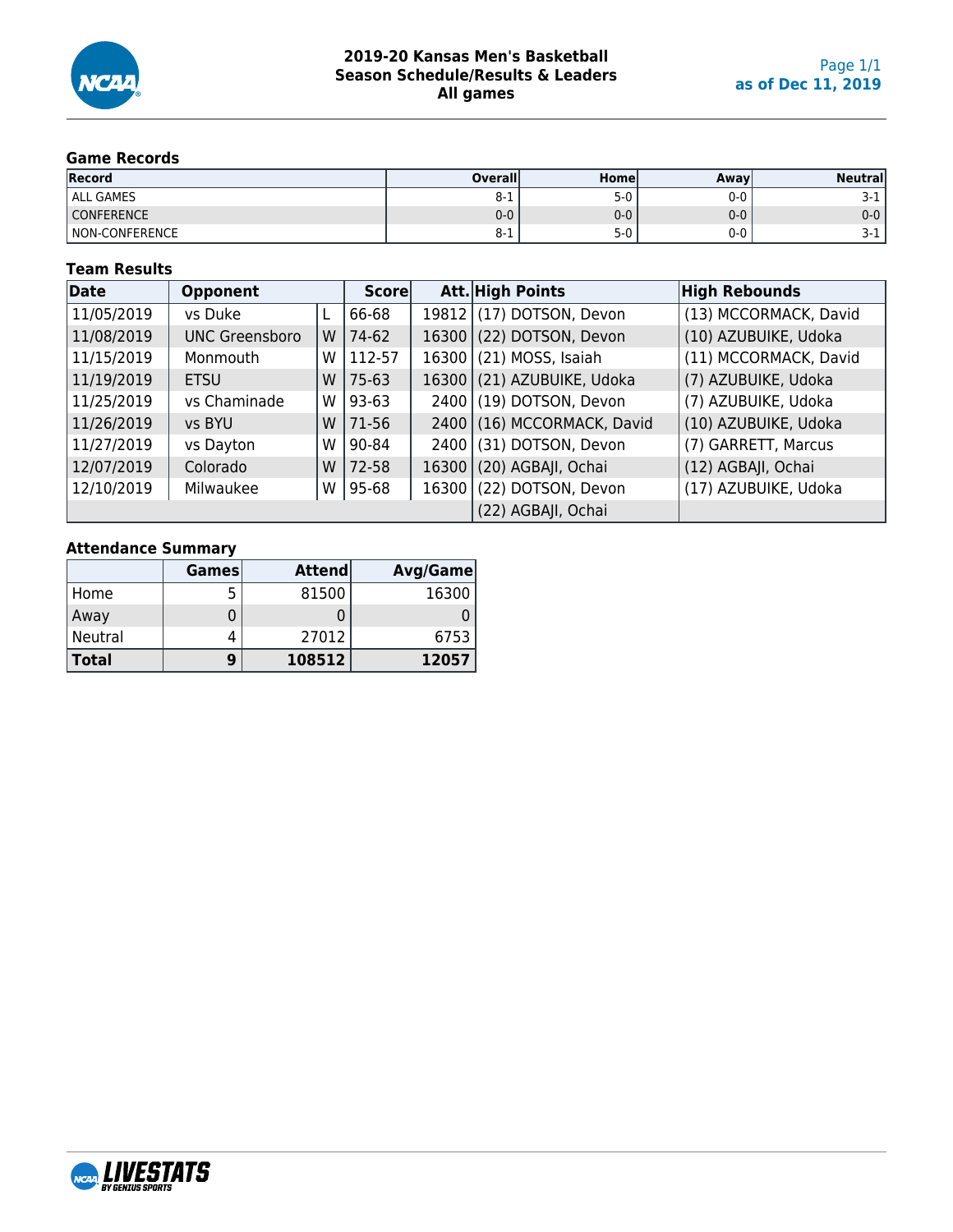# 2019-20 Kansas Men's Basketball
## Season Schedule/Results & Leaders
### All games

as of Dec 11, 2019

### Game Records

| Record | Overall | Home | Away | Neutral |
|---|---|---|---|---|
| ALL GAMES | 8-1 | 5-0 | 0-0 | 3-1 |
| CONFERENCE | 0-0 | 0-0 | 0-0 | 0-0 |
| NON-CONFERENCE | 8-1 | 5-0 | 0-0 | 3-1 |

### Team Results

| Date | Opponent | | Score | Att. | High Points | High Rebounds |
|---|---|---|---|---|---|---|
| 11/05/2019 | vs Duke | L | 66-68 | 19812 | (17) DOTSON, Devon | (13) MCCORMACK, David |
| 11/08/2019 | UNC Greensboro | W | 74-62 | 16300 | (22) DOTSON, Devon | (10) AZUBUIKE, Udoka |
| 11/15/2019 | Monmouth | W | 112-57 | 16300 | (21) MOSS, Isaiah | (11) MCCORMACK, David |
| 11/19/2019 | ETSU | W | 75-63 | 16300 | (21) AZUBUIKE, Udoka | (7) AZUBUIKE, Udoka |
| 11/25/2019 | vs Chaminade | W | 93-63 | 2400 | (19) DOTSON, Devon | (7) AZUBUIKE, Udoka |
| 11/26/2019 | vs BYU | W | 71-56 | 2400 | (16) MCCORMACK, David | (10) AZUBUIKE, Udoka |
| 11/27/2019 | vs Dayton | W | 90-84 | 2400 | (31) DOTSON, Devon | (7) GARRETT, Marcus |
| 12/07/2019 | Colorado | W | 72-58 | 16300 | (20) AGBAJI, Ochai | (12) AGBAJI, Ochai |
| 12/10/2019 | Milwaukee | W | 95-68 | 16300 | (22) DOTSON, Devon | (17) AZUBUIKE, Udoka |
| | | | | | (22) AGBAJI, Ochai | |

### Attendance Summary

| | Games | Attend | Avg/Game |
|---|---|---|---|
| Home | 5 | 81500 | 16300 |
| Away | 0 | 0 | 0 |
| Neutral | 4 | 27012 | 6753 |
| **Total** | **9** | **108512** | **12057** |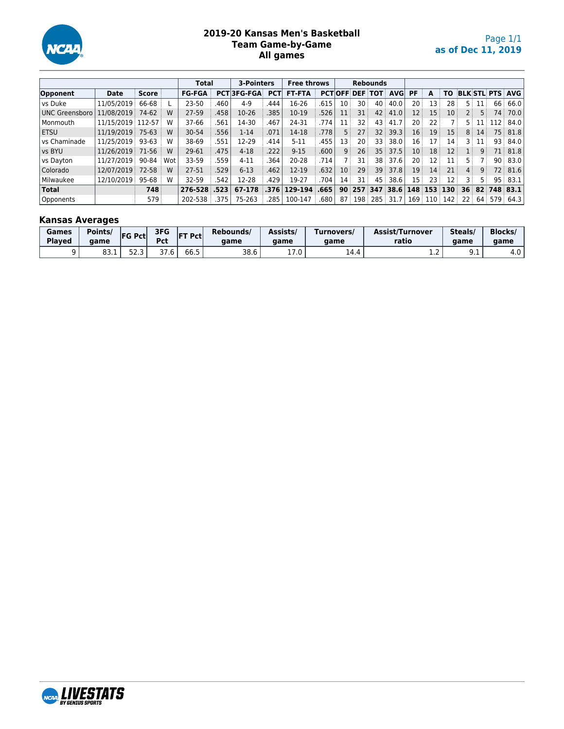# 2019-20 Kansas Men's Basketball
## Team Game-by-Game
## All games

as of Dec 11, 2019

| | | | | Total | | 3-Pointers | | Free throws | | Rebounds | | | | | | | | | | |
|---|---|---|---|---|---|---|---|---|---|---|---|---|---|---|---|---|---|---|---|---|
| Opponent | Date | Score | | FG-FGA | PCT | 3FG-FGA | PCT | FT-FTA | PCT | OFF | DEF | TOT | AVG | PF | A | TO | BLK | STL | PTS | AVG |
| vs Duke | 11/05/2019 | 66-68 | L | 23-50 | .460 | 4-9 | .444 | 16-26 | .615 | 10 | 30 | 40 | 40.0 | 20 | 13 | 28 | 5 | 11 | 66 | 66.0 |
| UNC Greensboro | 11/08/2019 | 74-62 | W | 27-59 | .458 | 10-26 | .385 | 10-19 | .526 | 11 | 31 | 42 | 41.0 | 12 | 15 | 10 | 2 | 5 | 74 | 70.0 |
| Monmouth | 11/15/2019 | 112-57 | W | 37-66 | .561 | 14-30 | .467 | 24-31 | .774 | 11 | 32 | 43 | 41.7 | 20 | 22 | 7 | 5 | 11 | 112 | 84.0 |
| ETSU | 11/19/2019 | 75-63 | W | 30-54 | .556 | 1-14 | .071 | 14-18 | .778 | 5 | 27 | 32 | 39.3 | 16 | 19 | 15 | 8 | 14 | 75 | 81.8 |
| vs Chaminade | 11/25/2019 | 93-63 | W | 38-69 | .551 | 12-29 | .414 | 5-11 | .455 | 13 | 20 | 33 | 38.0 | 16 | 17 | 14 | 3 | 11 | 93 | 84.0 |
| vs BYU | 11/26/2019 | 71-56 | W | 29-61 | .475 | 4-18 | .222 | 9-15 | .600 | 9 | 26 | 35 | 37.5 | 10 | 18 | 12 | 1 | 9 | 71 | 81.8 |
| vs Dayton | 11/27/2019 | 90-84 | Wot | 33-59 | .559 | 4-11 | .364 | 20-28 | .714 | 7 | 31 | 38 | 37.6 | 20 | 12 | 11 | 5 | 7 | 90 | 83.0 |
| Colorado | 12/07/2019 | 72-58 | W | 27-51 | .529 | 6-13 | .462 | 12-19 | .632 | 10 | 29 | 39 | 37.8 | 19 | 14 | 21 | 4 | 9 | 72 | 81.6 |
| Milwaukee | 12/10/2019 | 95-68 | W | 32-59 | .542 | 12-28 | .429 | 19-27 | .704 | 14 | 31 | 45 | 38.6 | 15 | 23 | 12 | 3 | 5 | 95 | 83.1 |
| **Total** | | **748** | | **276-528** | **.523** | **67-178** | **.376** | **129-194** | **.665** | **90** | **257** | **347** | **38.6** | **148** | **153** | **130** | **36** | **82** | **748** | **83.1** |
| Opponents | | 579 | | 202-538 | .375 | 75-263 | .285 | 100-147 | .680 | 87 | 198 | 285 | 31.7 | 169 | 110 | 142 | 22 | 64 | 579 | 64.3 |

### Kansas Averages

| Games Played | Points/ game | FG Pct | 3FG Pct | FT Pct | Rebounds/ game | Assists/ game | Turnovers/ game | Assist/Turnover ratio | Steals/ game | Blocks/ game |
|---|---|---|---|---|---|---|---|---|---|---|
| 9 | 83.1 | 52.3 | 37.6 | 66.5 | 38.6 | 17.0 | 14.4 | 1.2 | 9.1 | 4.0 |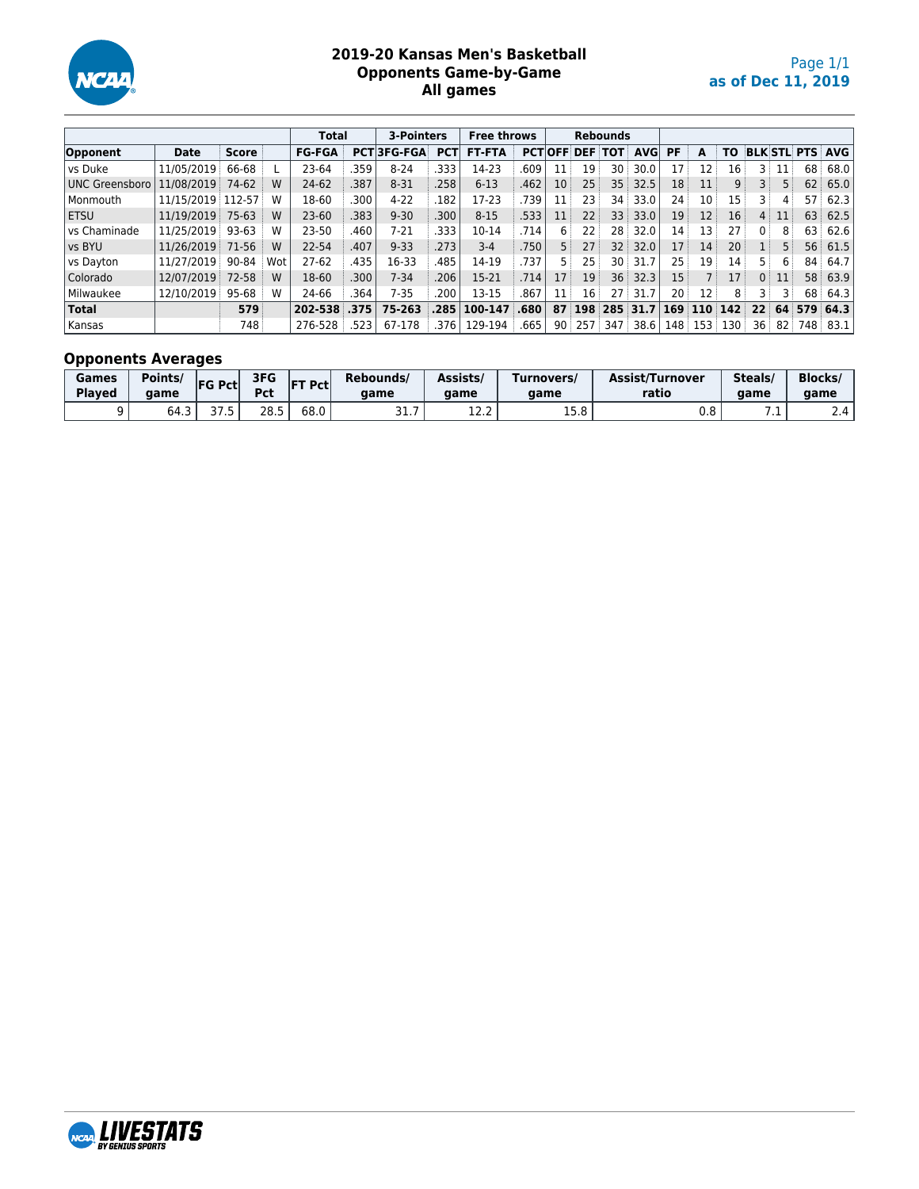# 2019-20 Kansas Men's Basketball
## Opponents Game-by-Game
## All games

as of Dec 11, 2019

| | | | | Total | | 3-Pointers | | Free throws | | Rebounds | | | | | | | | | | |
|---|---|---|---|---|---|---|---|---|---|---|---|---|---|---|---|---|---|---|---|---|
| Opponent | Date | Score | | FG-FGA | PCT | 3FG-FGA | PCT | FT-FTA | PCT | OFF | DEF | TOT | AVG | PF | A | TO | BLK | STL | PTS | AVG |
| vs Duke | 11/05/2019 | 66-68 | L | 23-64 | .359 | 8-24 | .333 | 14-23 | .609 | 11 | 19 | 30 | 30.0 | 17 | 12 | 16 | 3 | 11 | 68 | 68.0 |
| UNC Greensboro | 11/08/2019 | 74-62 | W | 24-62 | .387 | 8-31 | .258 | 6-13 | .462 | 10 | 25 | 35 | 32.5 | 18 | 11 | 9 | 3 | 5 | 62 | 65.0 |
| Monmouth | 11/15/2019 | 112-57 | W | 18-60 | .300 | 4-22 | .182 | 17-23 | .739 | 11 | 23 | 34 | 33.0 | 24 | 10 | 15 | 3 | 4 | 57 | 62.3 |
| ETSU | 11/19/2019 | 75-63 | W | 23-60 | .383 | 9-30 | .300 | 8-15 | .533 | 11 | 22 | 33 | 33.0 | 19 | 12 | 16 | 4 | 11 | 63 | 62.5 |
| vs Chaminade | 11/25/2019 | 93-63 | W | 23-50 | .460 | 7-21 | .333 | 10-14 | .714 | 6 | 22 | 28 | 32.0 | 14 | 13 | 27 | 0 | 8 | 63 | 62.6 |
| vs BYU | 11/26/2019 | 71-56 | W | 22-54 | .407 | 9-33 | .273 | 3-4 | .750 | 5 | 27 | 32 | 32.0 | 17 | 14 | 20 | 1 | 5 | 56 | 61.5 |
| vs Dayton | 11/27/2019 | 90-84 | Wot | 27-62 | .435 | 16-33 | .485 | 14-19 | .737 | 5 | 25 | 30 | 31.7 | 25 | 19 | 14 | 5 | 6 | 84 | 64.7 |
| Colorado | 12/07/2019 | 72-58 | W | 18-60 | .300 | 7-34 | .206 | 15-21 | .714 | 17 | 19 | 36 | 32.3 | 15 | 7 | 17 | 0 | 11 | 58 | 63.9 |
| Milwaukee | 12/10/2019 | 95-68 | W | 24-66 | .364 | 7-35 | .200 | 13-15 | .867 | 11 | 16 | 27 | 31.7 | 20 | 12 | 8 | 3 | 3 | 68 | 64.3 |
| **Total** | | **579** | | **202-538** | **.375** | **75-263** | **.285** | **100-147** | **.680** | **87** | **198** | **285** | **31.7** | **169** | **110** | **142** | **22** | **64** | **579** | **64.3** |
| Kansas | | 748 | | 276-528 | .523 | 67-178 | .376 | 129-194 | .665 | 90 | 257 | 347 | 38.6 | 148 | 153 | 130 | 36 | 82 | 748 | 83.1 |

## Opponents Averages

| Games Played | Points/ game | FG Pct | 3FG Pct | FT Pct | Rebounds/ game | Assists/ game | Turnovers/ game | Assist/Turnover ratio | Steals/ game | Blocks/ game |
|---|---|---|---|---|---|---|---|---|---|---|
| 9 | 64.3 | 37.5 | 28.5 | 68.0 | 31.7 | 12.2 | 15.8 | 0.8 | 7.1 | 2.4 |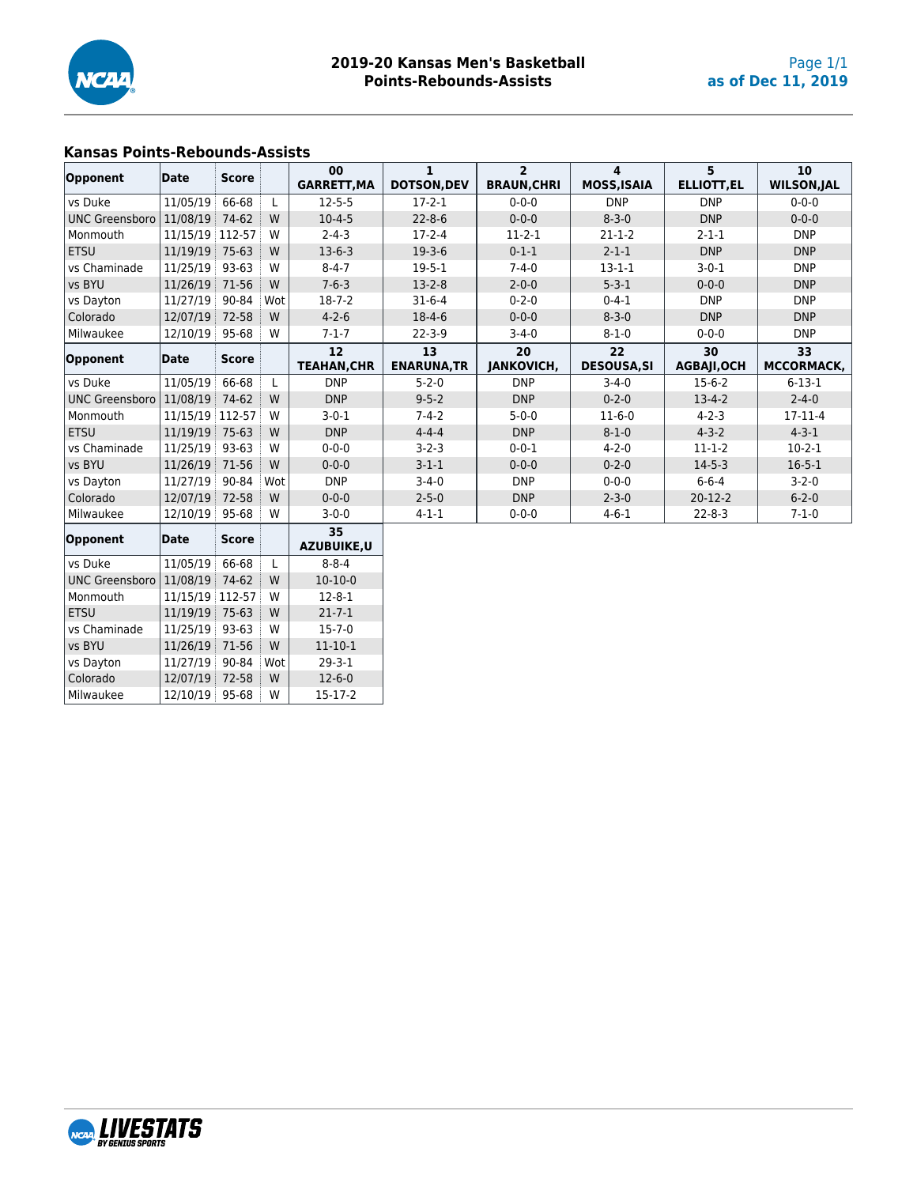# 2019-20 Kansas Men's Basketball
## Points-Rebounds-Assists

as of Dec 11, 2019

### Kansas Points-Rebounds-Assists

| Opponent | Date | Score | | 00 GARRETT,MA | 1 DOTSON,DEV | 2 BRAUN,CHRI | 4 MOSS,ISAIA | 5 ELLIOTT,EL | 10 WILSON,JAL |
|---|---|---|---|---|---|---|---|---|---|
| vs Duke | 11/05/19 | 66-68 | L | 12-5-5 | 17-2-1 | 0-0-0 | DNP | DNP | 0-0-0 |
| UNC Greensboro | 11/08/19 | 74-62 | W | 10-4-5 | 22-8-6 | 0-0-0 | 8-3-0 | DNP | 0-0-0 |
| Monmouth | 11/15/19 | 112-57 | W | 2-4-3 | 17-2-4 | 11-2-1 | 21-1-2 | 2-1-1 | DNP |
| ETSU | 11/19/19 | 75-63 | W | 13-6-3 | 19-3-6 | 0-1-1 | 2-1-1 | DNP | DNP |
| vs Chaminade | 11/25/19 | 93-63 | W | 8-4-7 | 19-5-1 | 7-4-0 | 13-1-1 | 3-0-1 | DNP |
| vs BYU | 11/26/19 | 71-56 | W | 7-6-3 | 13-2-8 | 2-0-0 | 5-3-1 | 0-0-0 | DNP |
| vs Dayton | 11/27/19 | 90-84 | Wot | 18-7-2 | 31-6-4 | 0-2-0 | 0-4-1 | DNP | DNP |
| Colorado | 12/07/19 | 72-58 | W | 4-2-6 | 18-4-6 | 0-0-0 | 8-3-0 | DNP | DNP |
| Milwaukee | 12/10/19 | 95-68 | W | 7-1-7 | 22-3-9 | 3-4-0 | 8-1-0 | 0-0-0 | DNP |

| Opponent | Date | Score | | 12 TEAHAN,CHR | 13 ENARUNA,TR | 20 JANKOVICH, | 22 DESOUSA,SI | 30 AGBAJI,OCH | 33 MCCORMACK, |
|---|---|---|---|---|---|---|---|---|---|
| vs Duke | 11/05/19 | 66-68 | L | DNP | 5-2-0 | DNP | 3-4-0 | 15-6-2 | 6-13-1 |
| UNC Greensboro | 11/08/19 | 74-62 | W | DNP | 9-5-2 | DNP | 0-2-0 | 13-4-2 | 2-4-0 |
| Monmouth | 11/15/19 | 112-57 | W | 3-0-1 | 7-4-2 | 5-0-0 | 11-6-0 | 4-2-3 | 17-11-4 |
| ETSU | 11/19/19 | 75-63 | W | DNP | 4-4-4 | DNP | 8-1-0 | 4-3-2 | 4-3-1 |
| vs Chaminade | 11/25/19 | 93-63 | W | 0-0-0 | 3-2-3 | 0-0-1 | 4-2-0 | 11-1-2 | 10-2-1 |
| vs BYU | 11/26/19 | 71-56 | W | 0-0-0 | 3-1-1 | 0-0-0 | 0-2-0 | 14-5-3 | 16-5-1 |
| vs Dayton | 11/27/19 | 90-84 | Wot | DNP | 3-4-0 | DNP | 0-0-0 | 6-6-4 | 3-2-0 |
| Colorado | 12/07/19 | 72-58 | W | 0-0-0 | 2-5-0 | DNP | 2-3-0 | 20-12-2 | 6-2-0 |
| Milwaukee | 12/10/19 | 95-68 | W | 3-0-0 | 4-1-1 | 0-0-0 | 4-6-1 | 22-8-3 | 7-1-0 |

| Opponent | Date | Score | | 35 AZUBUIKE,U |
|---|---|---|---|---|
| vs Duke | 11/05/19 | 66-68 | L | 8-8-4 |
| UNC Greensboro | 11/08/19 | 74-62 | W | 10-10-0 |
| Monmouth | 11/15/19 | 112-57 | W | 12-8-1 |
| ETSU | 11/19/19 | 75-63 | W | 21-7-1 |
| vs Chaminade | 11/25/19 | 93-63 | W | 15-7-0 |
| vs BYU | 11/26/19 | 71-56 | W | 11-10-1 |
| vs Dayton | 11/27/19 | 90-84 | Wot | 29-3-1 |
| Colorado | 12/07/19 | 72-58 | W | 12-6-0 |
| Milwaukee | 12/10/19 | 95-68 | W | 15-17-2 |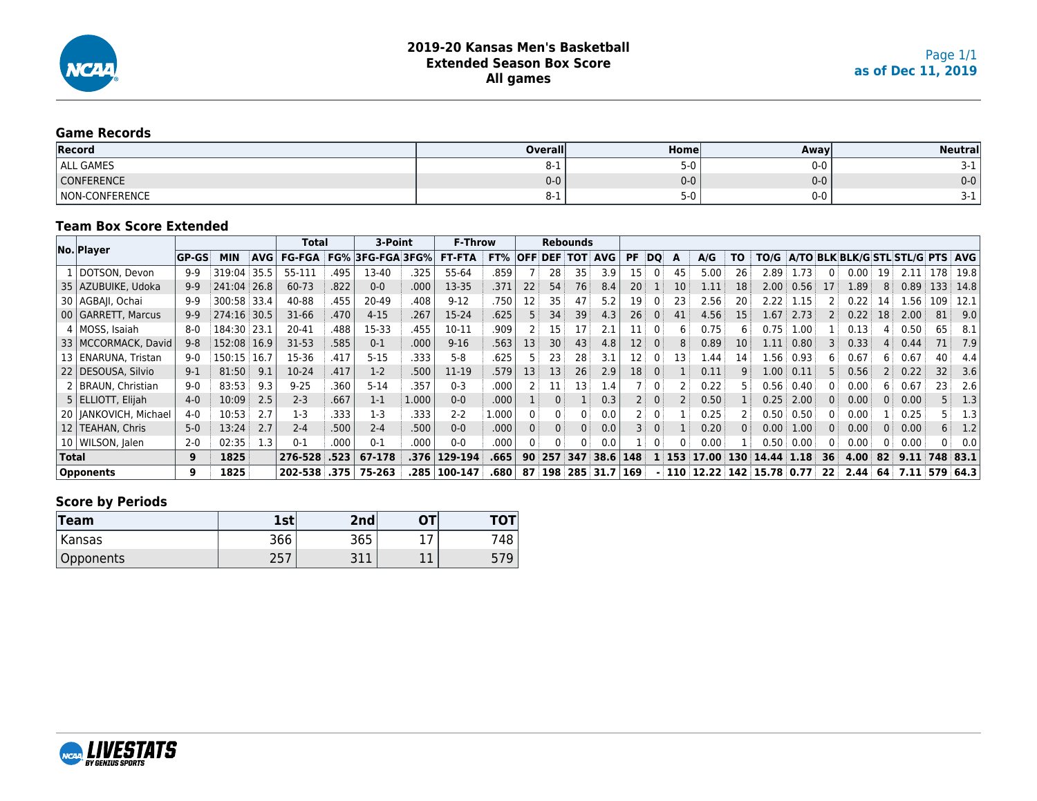**2019-20 Kansas Men's Basketball**
**Extended Season Box Score**
**All games**

Page 1/1
**as of Dec 11, 2019**

## Game Records

| Record | Overall | Home | Away | Neutral |
|---|---|---|---|---|
| ALL GAMES | 8-1 | 5-0 | 0-0 | 3-1 |
| CONFERENCE | 0-0 | 0-0 | 0-0 | 0-0 |
| NON-CONFERENCE | 8-1 | 5-0 | 0-0 | 3-1 |

## Team Box Score Extended

| No. | Player | GP-GS | MIN | AVG | Total FG-FGA | FG% | 3-Point 3FG-FGA | 3FG% | F-Throw FT-FTA | FT% | Rebounds OFF | DEF | TOT | AVG | PF | DQ | A | A/G | TO | TO/G | A/TO | BLK | BLK/G | STL | STL/G | PTS | AVG |
|---|---|---|---|---|---|---|---|---|---|---|---|---|---|---|---|---|---|---|---|---|---|---|---|---|---|---|---|
| 1 | DOTSON, Devon | 9-9 | 319:04 | 35.5 | 55-111 | .495 | 13-40 | .325 | 55-64 | .859 | 7 | 28 | 35 | 3.9 | 15 | 0 | 45 | 5.00 | 26 | 2.89 | 1.73 | 0 | 0.00 | 19 | 2.11 | 178 | 19.8 |
| 35 | AZUBUIKE, Udoka | 9-9 | 241:04 | 26.8 | 60-73 | .822 | 0-0 | .000 | 13-35 | .371 | 22 | 54 | 76 | 8.4 | 20 | 1 | 10 | 1.11 | 18 | 2.00 | 0.56 | 17 | 1.89 | 8 | 0.89 | 133 | 14.8 |
| 30 | AGBAJI, Ochai | 9-9 | 300:58 | 33.4 | 40-88 | .455 | 20-49 | .408 | 9-12 | .750 | 12 | 35 | 47 | 5.2 | 19 | 0 | 23 | 2.56 | 20 | 2.22 | 1.15 | 2 | 0.22 | 14 | 1.56 | 109 | 12.1 |
| 00 | GARRETT, Marcus | 9-9 | 274:16 | 30.5 | 31-66 | .470 | 4-15 | .267 | 15-24 | .625 | 5 | 34 | 39 | 4.3 | 26 | 0 | 41 | 4.56 | 15 | 1.67 | 2.73 | 2 | 0.22 | 18 | 2.00 | 81 | 9.0 |
| 4 | MOSS, Isaiah | 8-0 | 184:30 | 23.1 | 20-41 | .488 | 15-33 | .455 | 10-11 | .909 | 2 | 15 | 17 | 2.1 | 11 | 0 | 6 | 0.75 | 6 | 0.75 | 1.00 | 1 | 0.13 | 4 | 0.50 | 65 | 8.1 |
| 33 | MCCORMACK, David | 9-8 | 152:08 | 16.9 | 31-53 | .585 | 0-1 | .000 | 9-16 | .563 | 13 | 30 | 43 | 4.8 | 12 | 0 | 8 | 0.89 | 10 | 1.11 | 0.80 | 3 | 0.33 | 4 | 0.44 | 71 | 7.9 |
| 13 | ENARUNA, Tristan | 9-0 | 150:15 | 16.7 | 15-36 | .417 | 5-15 | .333 | 5-8 | .625 | 5 | 23 | 28 | 3.1 | 12 | 0 | 13 | 1.44 | 14 | 1.56 | 0.93 | 6 | 0.67 | 6 | 0.67 | 40 | 4.4 |
| 22 | DESOUSA, Silvio | 9-1 | 81:50 | 9.1 | 10-24 | .417 | 1-2 | .500 | 11-19 | .579 | 13 | 13 | 26 | 2.9 | 18 | 0 | 1 | 0.11 | 9 | 1.00 | 0.11 | 5 | 0.56 | 2 | 0.22 | 32 | 3.6 |
| 2 | BRAUN, Christian | 9-0 | 83:53 | 9.3 | 9-25 | .360 | 5-14 | .357 | 0-3 | .000 | 2 | 11 | 13 | 1.4 | 7 | 0 | 2 | 0.22 | 5 | 0.56 | 0.40 | 0 | 0.00 | 6 | 0.67 | 23 | 2.6 |
| 5 | ELLIOTT, Elijah | 4-0 | 10:09 | 2.5 | 2-3 | .667 | 1-1 | 1.000 | 0-0 | .000 | 1 | 0 | 1 | 0.3 | 2 | 0 | 2 | 0.50 | 1 | 0.25 | 2.00 | 0 | 0.00 | 0 | 0.00 | 5 | 1.3 |
| 20 | JANKOVICH, Michael | 4-0 | 10:53 | 2.7 | 1-3 | .333 | 1-3 | .333 | 2-2 | 1.000 | 0 | 0 | 0 | 0.0 | 2 | 0 | 1 | 0.25 | 2 | 0.50 | 0.50 | 0 | 0.00 | 1 | 0.25 | 5 | 1.3 |
| 12 | TEAHAN, Chris | 5-0 | 13:24 | 2.7 | 2-4 | .500 | 2-4 | .500 | 0-0 | .000 | 0 | 0 | 0 | 0.0 | 3 | 0 | 1 | 0.20 | 0 | 0.00 | 1.00 | 0 | 0.00 | 0 | 0.00 | 6 | 1.2 |
| 10 | WILSON, Jalen | 2-0 | 02:35 | 1.3 | 0-1 | .000 | 0-1 | .000 | 0-0 | .000 | 0 | 0 | 0 | 0.0 | 1 | 0 | 0 | 0.00 | 1 | 0.50 | 0.00 | 0 | 0.00 | 0 | 0.00 | 0 | 0.0 |
| **Total** | | **9** | **1825** | | **276-528** | **.523** | **67-178** | **.376** | **129-194** | **.665** | **90** | **257** | **347** | **38.6** | **148** | **1** | **153** | **17.00** | **130** | **14.44** | **1.18** | **36** | **4.00** | **82** | **9.11** | **748** | **83.1** |
| **Opponents** | | **9** | **1825** | | **202-538** | **.375** | **75-263** | **.285** | **100-147** | **.680** | **87** | **198** | **285** | **31.7** | **169** | **-** | **110** | **12.22** | **142** | **15.78** | **0.77** | **22** | **2.44** | **64** | **7.11** | **579** | **64.3** |

## Score by Periods

| Team | 1st | 2nd | OT | TOT |
|---|---|---|---|---|
| Kansas | 366 | 365 | 17 | 748 |
| Opponents | 257 | 311 | 11 | 579 |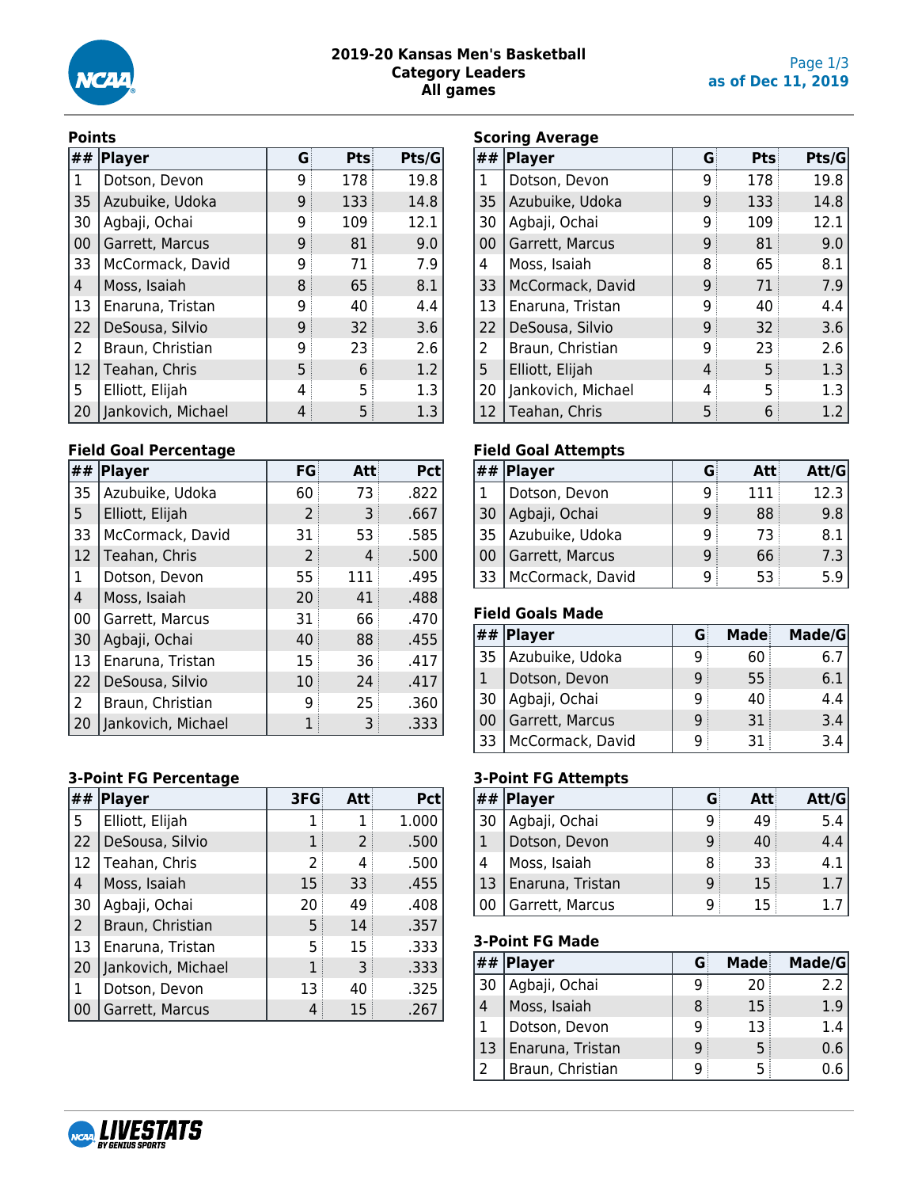# 2019-20 Kansas Men's Basketball
## Category Leaders
### All games

as of Dec 11, 2019

**Points**

| ## | Player | G | Pts | Pts/G |
|---|---|---|---|---|
| 1 | Dotson, Devon | 9 | 178 | 19.8 |
| 35 | Azubuike, Udoka | 9 | 133 | 14.8 |
| 30 | Agbaji, Ochai | 9 | 109 | 12.1 |
| 00 | Garrett, Marcus | 9 | 81 | 9.0 |
| 33 | McCormack, David | 9 | 71 | 7.9 |
| 4 | Moss, Isaiah | 8 | 65 | 8.1 |
| 13 | Enaruna, Tristan | 9 | 40 | 4.4 |
| 22 | DeSousa, Silvio | 9 | 32 | 3.6 |
| 2 | Braun, Christian | 9 | 23 | 2.6 |
| 12 | Teahan, Chris | 5 | 6 | 1.2 |
| 5 | Elliott, Elijah | 4 | 5 | 1.3 |
| 20 | Jankovich, Michael | 4 | 5 | 1.3 |

**Scoring Average**

| ## | Player | G | Pts | Pts/G |
|---|---|---|---|---|
| 1 | Dotson, Devon | 9 | 178 | 19.8 |
| 35 | Azubuike, Udoka | 9 | 133 | 14.8 |
| 30 | Agbaji, Ochai | 9 | 109 | 12.1 |
| 00 | Garrett, Marcus | 9 | 81 | 9.0 |
| 4 | Moss, Isaiah | 8 | 65 | 8.1 |
| 33 | McCormack, David | 9 | 71 | 7.9 |
| 13 | Enaruna, Tristan | 9 | 40 | 4.4 |
| 22 | DeSousa, Silvio | 9 | 32 | 3.6 |
| 2 | Braun, Christian | 9 | 23 | 2.6 |
| 5 | Elliott, Elijah | 4 | 5 | 1.3 |
| 20 | Jankovich, Michael | 4 | 5 | 1.3 |
| 12 | Teahan, Chris | 5 | 6 | 1.2 |

**Field Goal Percentage**

| ## | Player | FG | Att | Pct |
|---|---|---|---|---|
| 35 | Azubuike, Udoka | 60 | 73 | .822 |
| 5 | Elliott, Elijah | 2 | 3 | .667 |
| 33 | McCormack, David | 31 | 53 | .585 |
| 12 | Teahan, Chris | 2 | 4 | .500 |
| 1 | Dotson, Devon | 55 | 111 | .495 |
| 4 | Moss, Isaiah | 20 | 41 | .488 |
| 00 | Garrett, Marcus | 31 | 66 | .470 |
| 30 | Agbaji, Ochai | 40 | 88 | .455 |
| 13 | Enaruna, Tristan | 15 | 36 | .417 |
| 22 | DeSousa, Silvio | 10 | 24 | .417 |
| 2 | Braun, Christian | 9 | 25 | .360 |
| 20 | Jankovich, Michael | 1 | 3 | .333 |

**Field Goal Attempts**

| ## | Player | G | Att | Att/G |
|---|---|---|---|---|
| 1 | Dotson, Devon | 9 | 111 | 12.3 |
| 30 | Agbaji, Ochai | 9 | 88 | 9.8 |
| 35 | Azubuike, Udoka | 9 | 73 | 8.1 |
| 00 | Garrett, Marcus | 9 | 66 | 7.3 |
| 33 | McCormack, David | 9 | 53 | 5.9 |

**Field Goals Made**

| ## | Player | G | Made | Made/G |
|---|---|---|---|---|
| 35 | Azubuike, Udoka | 9 | 60 | 6.7 |
| 1 | Dotson, Devon | 9 | 55 | 6.1 |
| 30 | Agbaji, Ochai | 9 | 40 | 4.4 |
| 00 | Garrett, Marcus | 9 | 31 | 3.4 |
| 33 | McCormack, David | 9 | 31 | 3.4 |

**3-Point FG Percentage**

| ## | Player | 3FG | Att | Pct |
|---|---|---|---|---|
| 5 | Elliott, Elijah | 1 | 1 | 1.000 |
| 22 | DeSousa, Silvio | 1 | 2 | .500 |
| 12 | Teahan, Chris | 2 | 4 | .500 |
| 4 | Moss, Isaiah | 15 | 33 | .455 |
| 30 | Agbaji, Ochai | 20 | 49 | .408 |
| 2 | Braun, Christian | 5 | 14 | .357 |
| 13 | Enaruna, Tristan | 5 | 15 | .333 |
| 20 | Jankovich, Michael | 1 | 3 | .333 |
| 1 | Dotson, Devon | 13 | 40 | .325 |
| 00 | Garrett, Marcus | 4 | 15 | .267 |

**3-Point FG Attempts**

| ## | Player | G | Att | Att/G |
|---|---|---|---|---|
| 30 | Agbaji, Ochai | 9 | 49 | 5.4 |
| 1 | Dotson, Devon | 9 | 40 | 4.4 |
| 4 | Moss, Isaiah | 8 | 33 | 4.1 |
| 13 | Enaruna, Tristan | 9 | 15 | 1.7 |
| 00 | Garrett, Marcus | 9 | 15 | 1.7 |

**3-Point FG Made**

| ## | Player | G | Made | Made/G |
|---|---|---|---|---|
| 30 | Agbaji, Ochai | 9 | 20 | 2.2 |
| 4 | Moss, Isaiah | 8 | 15 | 1.9 |
| 1 | Dotson, Devon | 9 | 13 | 1.4 |
| 13 | Enaruna, Tristan | 9 | 5 | 0.6 |
| 2 | Braun, Christian | 9 | 5 | 0.6 |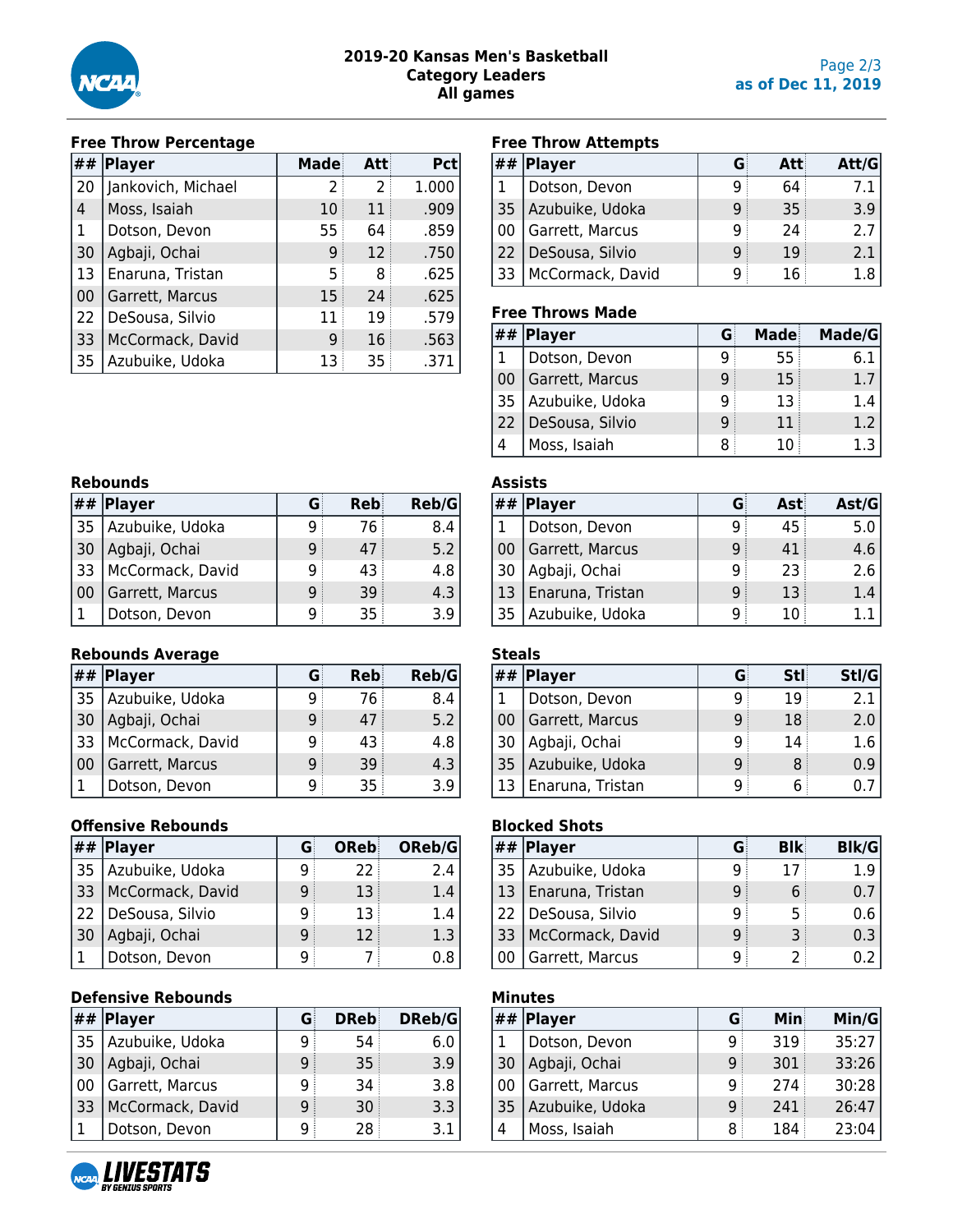# 2019-20 Kansas Men's Basketball
## Category Leaders
## All games

as of Dec 11, 2019

### Free Throw Percentage

| ## | Player | Made | Att | Pct |
|---|---|---|---|---|
| 20 | Jankovich, Michael | 2 | 2 | 1.000 |
| 4 | Moss, Isaiah | 10 | 11 | .909 |
| 1 | Dotson, Devon | 55 | 64 | .859 |
| 30 | Agbaji, Ochai | 9 | 12 | .750 |
| 13 | Enaruna, Tristan | 5 | 8 | .625 |
| 00 | Garrett, Marcus | 15 | 24 | .625 |
| 22 | DeSousa, Silvio | 11 | 19 | .579 |
| 33 | McCormack, David | 9 | 16 | .563 |
| 35 | Azubuike, Udoka | 13 | 35 | .371 |

### Free Throw Attempts

| ## | Player | G | Att | Att/G |
|---|---|---|---|---|
| 1 | Dotson, Devon | 9 | 64 | 7.1 |
| 35 | Azubuike, Udoka | 9 | 35 | 3.9 |
| 00 | Garrett, Marcus | 9 | 24 | 2.7 |
| 22 | DeSousa, Silvio | 9 | 19 | 2.1 |
| 33 | McCormack, David | 9 | 16 | 1.8 |

### Free Throws Made

| ## | Player | G | Made | Made/G |
|---|---|---|---|---|
| 1 | Dotson, Devon | 9 | 55 | 6.1 |
| 00 | Garrett, Marcus | 9 | 15 | 1.7 |
| 35 | Azubuike, Udoka | 9 | 13 | 1.4 |
| 22 | DeSousa, Silvio | 9 | 11 | 1.2 |
| 4 | Moss, Isaiah | 8 | 10 | 1.3 |

### Rebounds

| ## | Player | G | Reb | Reb/G |
|---|---|---|---|---|
| 35 | Azubuike, Udoka | 9 | 76 | 8.4 |
| 30 | Agbaji, Ochai | 9 | 47 | 5.2 |
| 33 | McCormack, David | 9 | 43 | 4.8 |
| 00 | Garrett, Marcus | 9 | 39 | 4.3 |
| 1 | Dotson, Devon | 9 | 35 | 3.9 |

### Assists

| ## | Player | G | Ast | Ast/G |
|---|---|---|---|---|
| 1 | Dotson, Devon | 9 | 45 | 5.0 |
| 00 | Garrett, Marcus | 9 | 41 | 4.6 |
| 30 | Agbaji, Ochai | 9 | 23 | 2.6 |
| 13 | Enaruna, Tristan | 9 | 13 | 1.4 |
| 35 | Azubuike, Udoka | 9 | 10 | 1.1 |

### Rebounds Average

| ## | Player | G | Reb | Reb/G |
|---|---|---|---|---|
| 35 | Azubuike, Udoka | 9 | 76 | 8.4 |
| 30 | Agbaji, Ochai | 9 | 47 | 5.2 |
| 33 | McCormack, David | 9 | 43 | 4.8 |
| 00 | Garrett, Marcus | 9 | 39 | 4.3 |
| 1 | Dotson, Devon | 9 | 35 | 3.9 |

### Steals

| ## | Player | G | Stl | Stl/G |
|---|---|---|---|---|
| 1 | Dotson, Devon | 9 | 19 | 2.1 |
| 00 | Garrett, Marcus | 9 | 18 | 2.0 |
| 30 | Agbaji, Ochai | 9 | 14 | 1.6 |
| 35 | Azubuike, Udoka | 9 | 8 | 0.9 |
| 13 | Enaruna, Tristan | 9 | 6 | 0.7 |

### Offensive Rebounds

| ## | Player | G | OReb | OReb/G |
|---|---|---|---|---|
| 35 | Azubuike, Udoka | 9 | 22 | 2.4 |
| 33 | McCormack, David | 9 | 13 | 1.4 |
| 22 | DeSousa, Silvio | 9 | 13 | 1.4 |
| 30 | Agbaji, Ochai | 9 | 12 | 1.3 |
| 1 | Dotson, Devon | 9 | 7 | 0.8 |

### Blocked Shots

| ## | Player | G | Blk | Blk/G |
|---|---|---|---|---|
| 35 | Azubuike, Udoka | 9 | 17 | 1.9 |
| 13 | Enaruna, Tristan | 9 | 6 | 0.7 |
| 22 | DeSousa, Silvio | 9 | 5 | 0.6 |
| 33 | McCormack, David | 9 | 3 | 0.3 |
| 00 | Garrett, Marcus | 9 | 2 | 0.2 |

### Defensive Rebounds

| ## | Player | G | DReb | DReb/G |
|---|---|---|---|---|
| 35 | Azubuike, Udoka | 9 | 54 | 6.0 |
| 30 | Agbaji, Ochai | 9 | 35 | 3.9 |
| 00 | Garrett, Marcus | 9 | 34 | 3.8 |
| 33 | McCormack, David | 9 | 30 | 3.3 |
| 1 | Dotson, Devon | 9 | 28 | 3.1 |

### Minutes

| ## | Player | G | Min | Min/G |
|---|---|---|---|---|
| 1 | Dotson, Devon | 9 | 319 | 35:27 |
| 30 | Agbaji, Ochai | 9 | 301 | 33:26 |
| 00 | Garrett, Marcus | 9 | 274 | 30:28 |
| 35 | Azubuike, Udoka | 9 | 241 | 26:47 |
| 4 | Moss, Isaiah | 8 | 184 | 23:04 |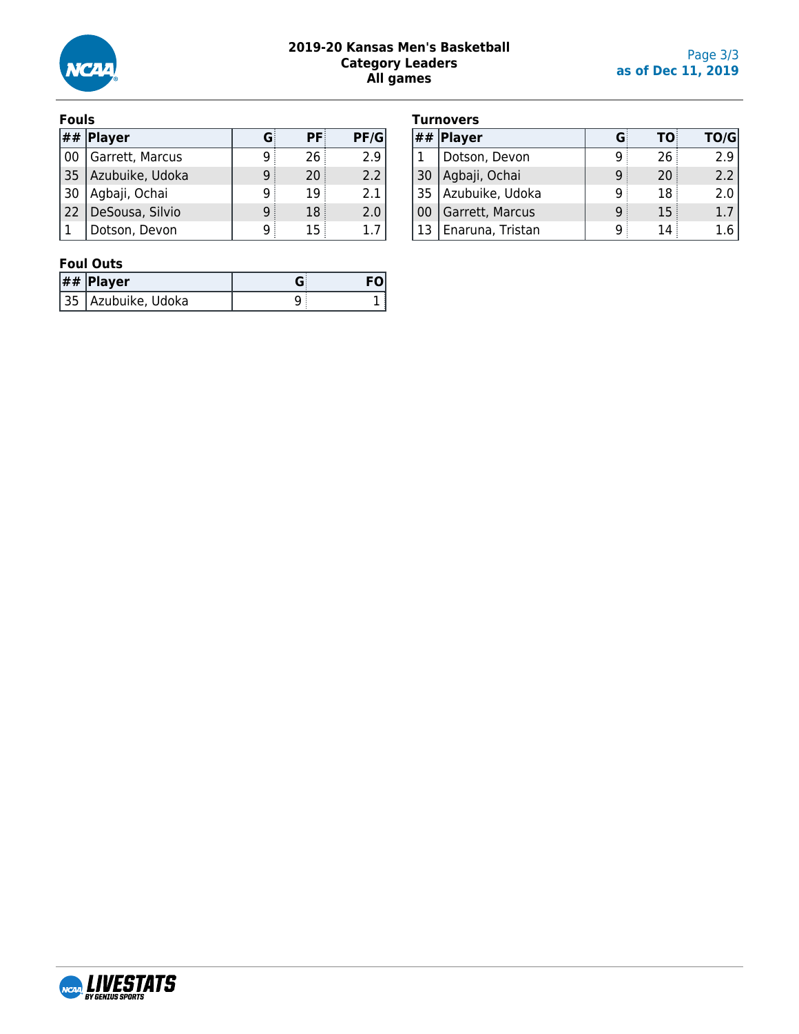# 2019-20 Kansas Men's Basketball
## Category Leaders
## All games

as of Dec 11, 2019

### Fouls

| ## | Player | G | PF | PF/G |
|---|---|---|---|---|
| 00 | Garrett, Marcus | 9 | 26 | 2.9 |
| 35 | Azubuike, Udoka | 9 | 20 | 2.2 |
| 30 | Agbaji, Ochai | 9 | 19 | 2.1 |
| 22 | DeSousa, Silvio | 9 | 18 | 2.0 |
| 1 | Dotson, Devon | 9 | 15 | 1.7 |

### Turnovers

| ## | Player | G | TO | TO/G |
|---|---|---|---|---|
| 1 | Dotson, Devon | 9 | 26 | 2.9 |
| 30 | Agbaji, Ochai | 9 | 20 | 2.2 |
| 35 | Azubuike, Udoka | 9 | 18 | 2.0 |
| 00 | Garrett, Marcus | 9 | 15 | 1.7 |
| 13 | Enaruna, Tristan | 9 | 14 | 1.6 |

### Foul Outs

| ## | Player | G | FO |
|---|---|---|---|
| 35 | Azubuike, Udoka | 9 | 1 |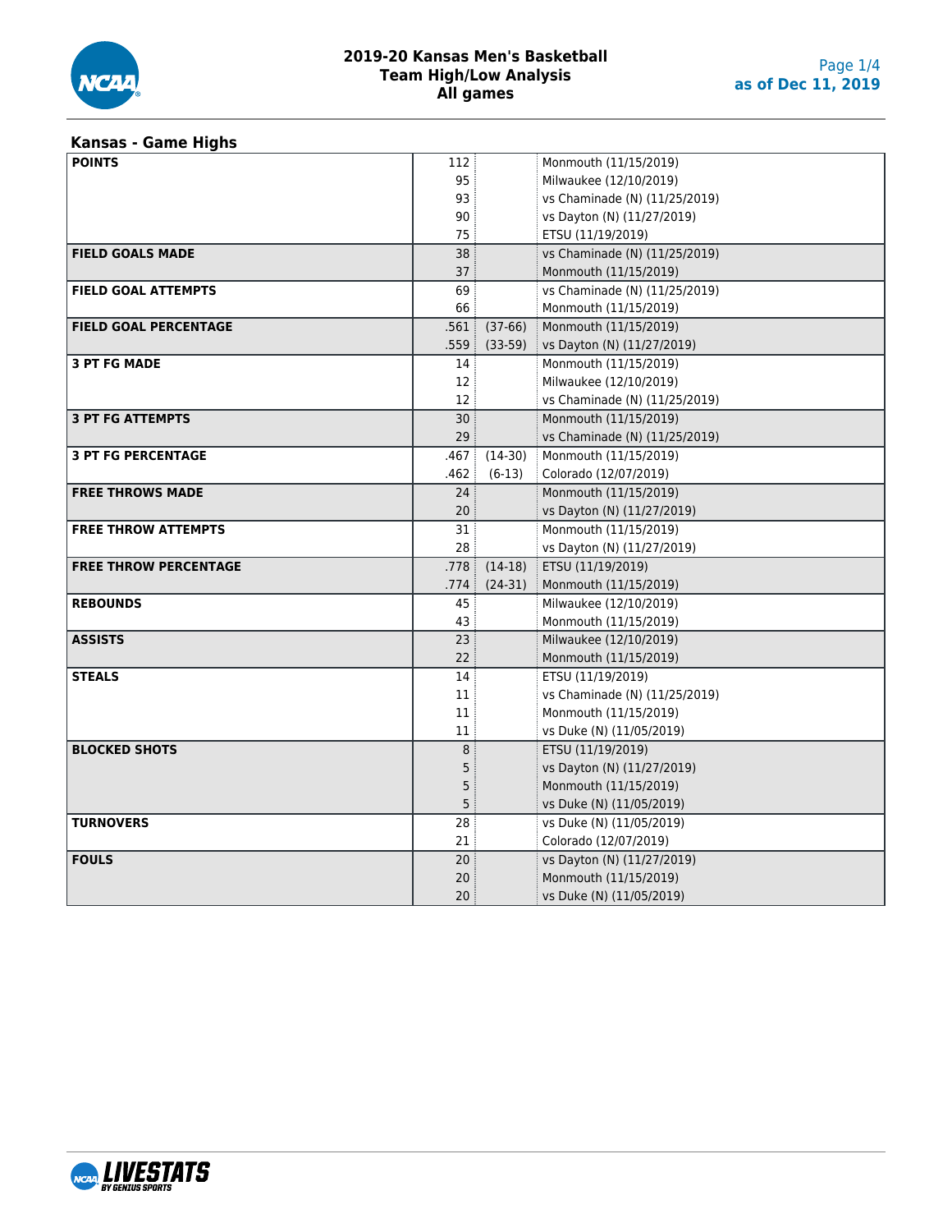# 2019-20 Kansas Men's Basketball
## Team High/Low Analysis
### All games

as of Dec 11, 2019

## Kansas - Game Highs

| Category | Value | Detail | Game |
|---|---|---|---|
| **POINTS** | 112 | | Monmouth (11/15/2019) |
| | 95 | | Milwaukee (12/10/2019) |
| | 93 | | vs Chaminade (N) (11/25/2019) |
| | 90 | | vs Dayton (N) (11/27/2019) |
| | 75 | | ETSU (11/19/2019) |
| **FIELD GOALS MADE** | 38 | | vs Chaminade (N) (11/25/2019) |
| | 37 | | Monmouth (11/15/2019) |
| **FIELD GOAL ATTEMPTS** | 69 | | vs Chaminade (N) (11/25/2019) |
| | 66 | | Monmouth (11/15/2019) |
| **FIELD GOAL PERCENTAGE** | .561 | (37-66) | Monmouth (11/15/2019) |
| | .559 | (33-59) | vs Dayton (N) (11/27/2019) |
| **3 PT FG MADE** | 14 | | Monmouth (11/15/2019) |
| | 12 | | Milwaukee (12/10/2019) |
| | 12 | | vs Chaminade (N) (11/25/2019) |
| **3 PT FG ATTEMPTS** | 30 | | Monmouth (11/15/2019) |
| | 29 | | vs Chaminade (N) (11/25/2019) |
| **3 PT FG PERCENTAGE** | .467 | (14-30) | Monmouth (11/15/2019) |
| | .462 | (6-13) | Colorado (12/07/2019) |
| **FREE THROWS MADE** | 24 | | Monmouth (11/15/2019) |
| | 20 | | vs Dayton (N) (11/27/2019) |
| **FREE THROW ATTEMPTS** | 31 | | Monmouth (11/15/2019) |
| | 28 | | vs Dayton (N) (11/27/2019) |
| **FREE THROW PERCENTAGE** | .778 | (14-18) | ETSU (11/19/2019) |
| | .774 | (24-31) | Monmouth (11/15/2019) |
| **REBOUNDS** | 45 | | Milwaukee (12/10/2019) |
| | 43 | | Monmouth (11/15/2019) |
| **ASSISTS** | 23 | | Milwaukee (12/10/2019) |
| | 22 | | Monmouth (11/15/2019) |
| **STEALS** | 14 | | ETSU (11/19/2019) |
| | 11 | | vs Chaminade (N) (11/25/2019) |
| | 11 | | Monmouth (11/15/2019) |
| | 11 | | vs Duke (N) (11/05/2019) |
| **BLOCKED SHOTS** | 8 | | ETSU (11/19/2019) |
| | 5 | | vs Dayton (N) (11/27/2019) |
| | 5 | | Monmouth (11/15/2019) |
| | 5 | | vs Duke (N) (11/05/2019) |
| **TURNOVERS** | 28 | | vs Duke (N) (11/05/2019) |
| | 21 | | Colorado (12/07/2019) |
| **FOULS** | 20 | | vs Dayton (N) (11/27/2019) |
| | 20 | | Monmouth (11/15/2019) |
| | 20 | | vs Duke (N) (11/05/2019) |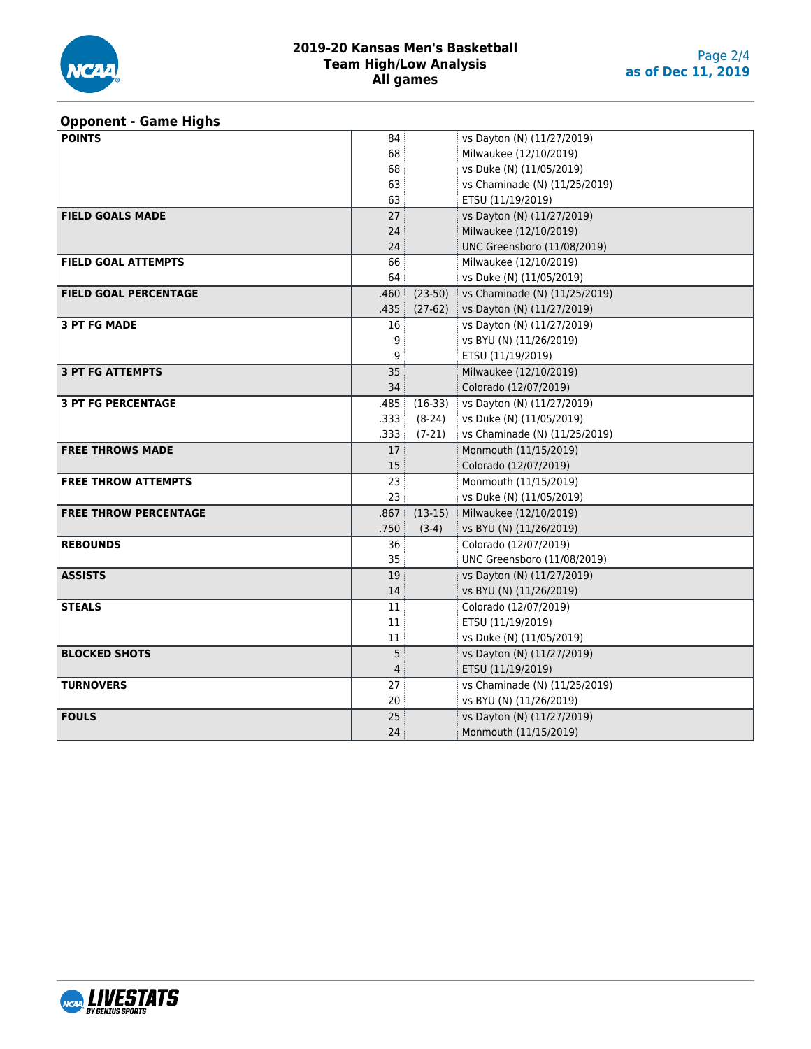# 2019-20 Kansas Men's Basketball
## Team High/Low Analysis
### All games

as of Dec 11, 2019

## Opponent - Game Highs

| Category | Value | Detail | Game |
|---|---|---|---|
| **POINTS** | 84 | | vs Dayton (N) (11/27/2019) |
| | 68 | | Milwaukee (12/10/2019) |
| | 68 | | vs Duke (N) (11/05/2019) |
| | 63 | | vs Chaminade (N) (11/25/2019) |
| | 63 | | ETSU (11/19/2019) |
| **FIELD GOALS MADE** | 27 | | vs Dayton (N) (11/27/2019) |
| | 24 | | Milwaukee (12/10/2019) |
| | 24 | | UNC Greensboro (11/08/2019) |
| **FIELD GOAL ATTEMPTS** | 66 | | Milwaukee (12/10/2019) |
| | 64 | | vs Duke (N) (11/05/2019) |
| **FIELD GOAL PERCENTAGE** | .460 | (23-50) | vs Chaminade (N) (11/25/2019) |
| | .435 | (27-62) | vs Dayton (N) (11/27/2019) |
| **3 PT FG MADE** | 16 | | vs Dayton (N) (11/27/2019) |
| | 9 | | vs BYU (N) (11/26/2019) |
| | 9 | | ETSU (11/19/2019) |
| **3 PT FG ATTEMPTS** | 35 | | Milwaukee (12/10/2019) |
| | 34 | | Colorado (12/07/2019) |
| **3 PT FG PERCENTAGE** | .485 | (16-33) | vs Dayton (N) (11/27/2019) |
| | .333 | (8-24) | vs Duke (N) (11/05/2019) |
| | .333 | (7-21) | vs Chaminade (N) (11/25/2019) |
| **FREE THROWS MADE** | 17 | | Monmouth (11/15/2019) |
| | 15 | | Colorado (12/07/2019) |
| **FREE THROW ATTEMPTS** | 23 | | Monmouth (11/15/2019) |
| | 23 | | vs Duke (N) (11/05/2019) |
| **FREE THROW PERCENTAGE** | .867 | (13-15) | Milwaukee (12/10/2019) |
| | .750 | (3-4) | vs BYU (N) (11/26/2019) |
| **REBOUNDS** | 36 | | Colorado (12/07/2019) |
| | 35 | | UNC Greensboro (11/08/2019) |
| **ASSISTS** | 19 | | vs Dayton (N) (11/27/2019) |
| | 14 | | vs BYU (N) (11/26/2019) |
| **STEALS** | 11 | | Colorado (12/07/2019) |
| | 11 | | ETSU (11/19/2019) |
| | 11 | | vs Duke (N) (11/05/2019) |
| **BLOCKED SHOTS** | 5 | | vs Dayton (N) (11/27/2019) |
| | 4 | | ETSU (11/19/2019) |
| **TURNOVERS** | 27 | | vs Chaminade (N) (11/25/2019) |
| | 20 | | vs BYU (N) (11/26/2019) |
| **FOULS** | 25 | | vs Dayton (N) (11/27/2019) |
| | 24 | | Monmouth (11/15/2019) |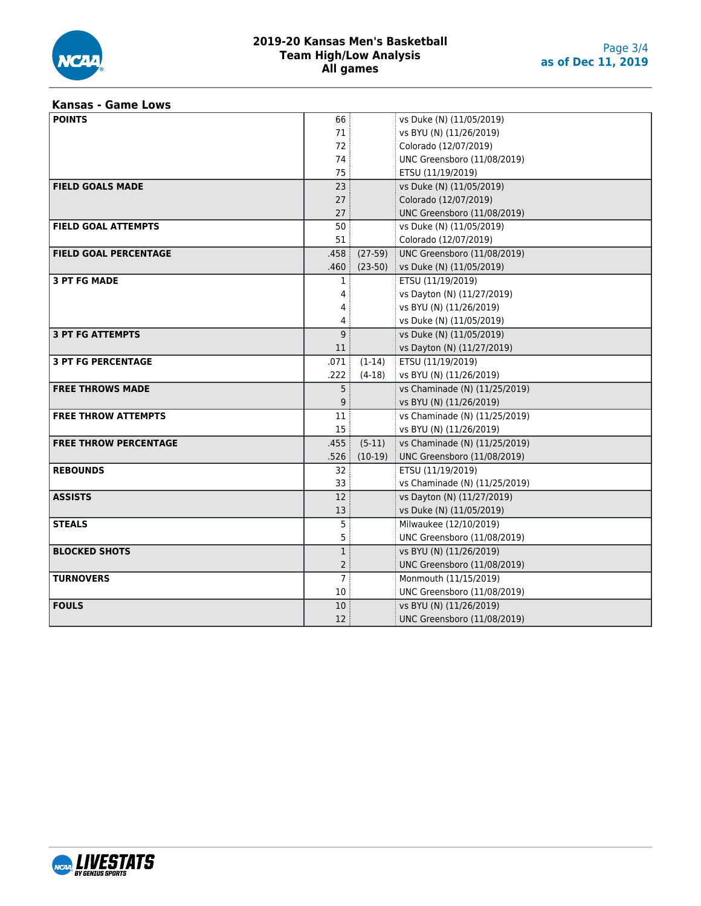# 2019-20 Kansas Men's Basketball
## Team High/Low Analysis
## All games

as of Dec 11, 2019

### Kansas - Game Lows

| Category | Value | | Game |
|---|---|---|---|
| **POINTS** | 66 | | vs Duke (N) (11/05/2019) |
| | 71 | | vs BYU (N) (11/26/2019) |
| | 72 | | Colorado (12/07/2019) |
| | 74 | | UNC Greensboro (11/08/2019) |
| | 75 | | ETSU (11/19/2019) |
| **FIELD GOALS MADE** | 23 | | vs Duke (N) (11/05/2019) |
| | 27 | | Colorado (12/07/2019) |
| | 27 | | UNC Greensboro (11/08/2019) |
| **FIELD GOAL ATTEMPTS** | 50 | | vs Duke (N) (11/05/2019) |
| | 51 | | Colorado (12/07/2019) |
| **FIELD GOAL PERCENTAGE** | .458 | (27-59) | UNC Greensboro (11/08/2019) |
| | .460 | (23-50) | vs Duke (N) (11/05/2019) |
| **3 PT FG MADE** | 1 | | ETSU (11/19/2019) |
| | 4 | | vs Dayton (N) (11/27/2019) |
| | 4 | | vs BYU (N) (11/26/2019) |
| | 4 | | vs Duke (N) (11/05/2019) |
| **3 PT FG ATTEMPTS** | 9 | | vs Duke (N) (11/05/2019) |
| | 11 | | vs Dayton (N) (11/27/2019) |
| **3 PT FG PERCENTAGE** | .071 | (1-14) | ETSU (11/19/2019) |
| | .222 | (4-18) | vs BYU (N) (11/26/2019) |
| **FREE THROWS MADE** | 5 | | vs Chaminade (N) (11/25/2019) |
| | 9 | | vs BYU (N) (11/26/2019) |
| **FREE THROW ATTEMPTS** | 11 | | vs Chaminade (N) (11/25/2019) |
| | 15 | | vs BYU (N) (11/26/2019) |
| **FREE THROW PERCENTAGE** | .455 | (5-11) | vs Chaminade (N) (11/25/2019) |
| | .526 | (10-19) | UNC Greensboro (11/08/2019) |
| **REBOUNDS** | 32 | | ETSU (11/19/2019) |
| | 33 | | vs Chaminade (N) (11/25/2019) |
| **ASSISTS** | 12 | | vs Dayton (N) (11/27/2019) |
| | 13 | | vs Duke (N) (11/05/2019) |
| **STEALS** | 5 | | Milwaukee (12/10/2019) |
| | 5 | | UNC Greensboro (11/08/2019) |
| **BLOCKED SHOTS** | 1 | | vs BYU (N) (11/26/2019) |
| | 2 | | UNC Greensboro (11/08/2019) |
| **TURNOVERS** | 7 | | Monmouth (11/15/2019) |
| | 10 | | UNC Greensboro (11/08/2019) |
| **FOULS** | 10 | | vs BYU (N) (11/26/2019) |
| | 12 | | UNC Greensboro (11/08/2019) |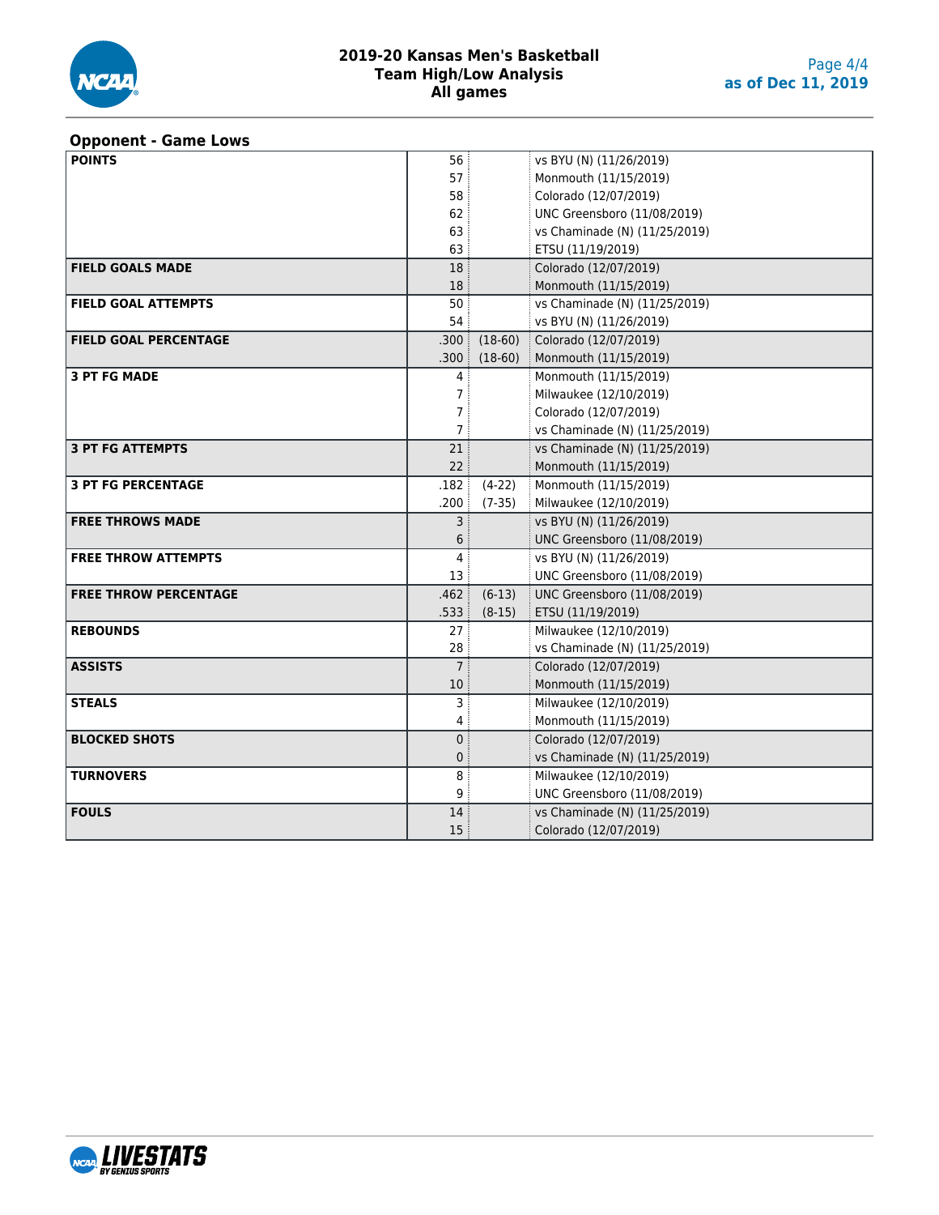# 2019-20 Kansas Men's Basketball
## Team High/Low Analysis
## All games

as of Dec 11, 2019

### Opponent - Game Lows

| Category | Value | Detail | Game |
|---|---|---|---|
| POINTS | 56 | | vs BYU (N) (11/26/2019) |
| | 57 | | Monmouth (11/15/2019) |
| | 58 | | Colorado (12/07/2019) |
| | 62 | | UNC Greensboro (11/08/2019) |
| | 63 | | vs Chaminade (N) (11/25/2019) |
| | 63 | | ETSU (11/19/2019) |
| FIELD GOALS MADE | 18 | | Colorado (12/07/2019) |
| | 18 | | Monmouth (11/15/2019) |
| FIELD GOAL ATTEMPTS | 50 | | vs Chaminade (N) (11/25/2019) |
| | 54 | | vs BYU (N) (11/26/2019) |
| FIELD GOAL PERCENTAGE | .300 | (18-60) | Colorado (12/07/2019) |
| | .300 | (18-60) | Monmouth (11/15/2019) |
| 3 PT FG MADE | 4 | | Monmouth (11/15/2019) |
| | 7 | | Milwaukee (12/10/2019) |
| | 7 | | Colorado (12/07/2019) |
| | 7 | | vs Chaminade (N) (11/25/2019) |
| 3 PT FG ATTEMPTS | 21 | | vs Chaminade (N) (11/25/2019) |
| | 22 | | Monmouth (11/15/2019) |
| 3 PT FG PERCENTAGE | .182 | (4-22) | Monmouth (11/15/2019) |
| | .200 | (7-35) | Milwaukee (12/10/2019) |
| FREE THROWS MADE | 3 | | vs BYU (N) (11/26/2019) |
| | 6 | | UNC Greensboro (11/08/2019) |
| FREE THROW ATTEMPTS | 4 | | vs BYU (N) (11/26/2019) |
| | 13 | | UNC Greensboro (11/08/2019) |
| FREE THROW PERCENTAGE | .462 | (6-13) | UNC Greensboro (11/08/2019) |
| | .533 | (8-15) | ETSU (11/19/2019) |
| REBOUNDS | 27 | | Milwaukee (12/10/2019) |
| | 28 | | vs Chaminade (N) (11/25/2019) |
| ASSISTS | 7 | | Colorado (12/07/2019) |
| | 10 | | Monmouth (11/15/2019) |
| STEALS | 3 | | Milwaukee (12/10/2019) |
| | 4 | | Monmouth (11/15/2019) |
| BLOCKED SHOTS | 0 | | Colorado (12/07/2019) |
| | 0 | | vs Chaminade (N) (11/25/2019) |
| TURNOVERS | 8 | | Milwaukee (12/10/2019) |
| | 9 | | UNC Greensboro (11/08/2019) |
| FOULS | 14 | | vs Chaminade (N) (11/25/2019) |
| | 15 | | Colorado (12/07/2019) |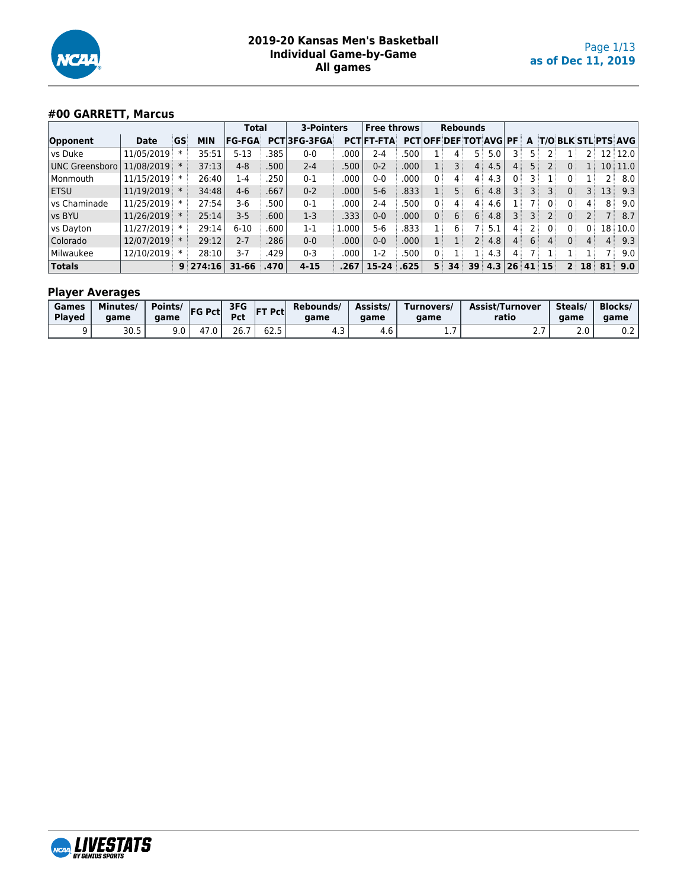# 2019-20 Kansas Men's Basketball
## Individual Game-by-Game
## All games

as of Dec 11, 2019

### #00 GARRETT, Marcus

| | | | | Total | | 3-Pointers | | Free throws | | Rebounds | | | | | | | | | | |
|---|---|---|---|---|---|---|---|---|---|---|---|---|---|---|---|---|---|---|---|---|
| Opponent | Date | GS | MIN | FG-FGA | PCT | 3FG-3FGA | PCT | FT-FTA | PCT | OFF | DEF | TOT | AVG | PF | A | T/O | BLK | STL | PTS | AVG |
| vs Duke | 11/05/2019 | * | 35:51 | 5-13 | .385 | 0-0 | .000 | 2-4 | .500 | 1 | 4 | 5 | 5.0 | 3 | 5 | 2 | 1 | 2 | 12 | 12.0 |
| UNC Greensboro | 11/08/2019 | * | 37:13 | 4-8 | .500 | 2-4 | .500 | 0-2 | .000 | 1 | 3 | 4 | 4.5 | 4 | 5 | 2 | 0 | 1 | 10 | 11.0 |
| Monmouth | 11/15/2019 | * | 26:40 | 1-4 | .250 | 0-1 | .000 | 0-0 | .000 | 0 | 4 | 4 | 4.3 | 0 | 3 | 1 | 0 | 1 | 2 | 8.0 |
| ETSU | 11/19/2019 | * | 34:48 | 4-6 | .667 | 0-2 | .000 | 5-6 | .833 | 1 | 5 | 6 | 4.8 | 3 | 3 | 3 | 0 | 3 | 13 | 9.3 |
| vs Chaminade | 11/25/2019 | * | 27:54 | 3-6 | .500 | 0-1 | .000 | 2-4 | .500 | 0 | 4 | 4 | 4.6 | 1 | 7 | 0 | 0 | 4 | 8 | 9.0 |
| vs BYU | 11/26/2019 | * | 25:14 | 3-5 | .600 | 1-3 | .333 | 0-0 | .000 | 0 | 6 | 6 | 4.8 | 3 | 3 | 2 | 0 | 2 | 7 | 8.7 |
| vs Dayton | 11/27/2019 | * | 29:14 | 6-10 | .600 | 1-1 | 1.000 | 5-6 | .833 | 1 | 6 | 7 | 5.1 | 4 | 2 | 0 | 0 | 0 | 18 | 10.0 |
| Colorado | 12/07/2019 | * | 29:12 | 2-7 | .286 | 0-0 | .000 | 0-0 | .000 | 1 | 1 | 2 | 4.8 | 4 | 6 | 4 | 0 | 4 | 4 | 9.3 |
| Milwaukee | 12/10/2019 | * | 28:10 | 3-7 | .429 | 0-3 | .000 | 1-2 | .500 | 0 | 1 | 1 | 4.3 | 4 | 7 | 1 | 1 | 1 | 7 | 9.0 |
| **Totals** | | **9** | **274:16** | **31-66** | **.470** | **4-15** | **.267** | **15-24** | **.625** | **5** | **34** | **39** | **4.3** | **26** | **41** | **15** | **2** | **18** | **81** | **9.0** |

### Player Averages

| Games Played | Minutes/ game | Points/ game | FG Pct | 3FG Pct | FT Pct | Rebounds/ game | Assists/ game | Turnovers/ game | Assist/Turnover ratio | Steals/ game | Blocks/ game |
|---|---|---|---|---|---|---|---|---|---|---|---|
| 9 | 30.5 | 9.0 | 47.0 | 26.7 | 62.5 | 4.3 | 4.6 | 1.7 | 2.7 | 2.0 | 0.2 |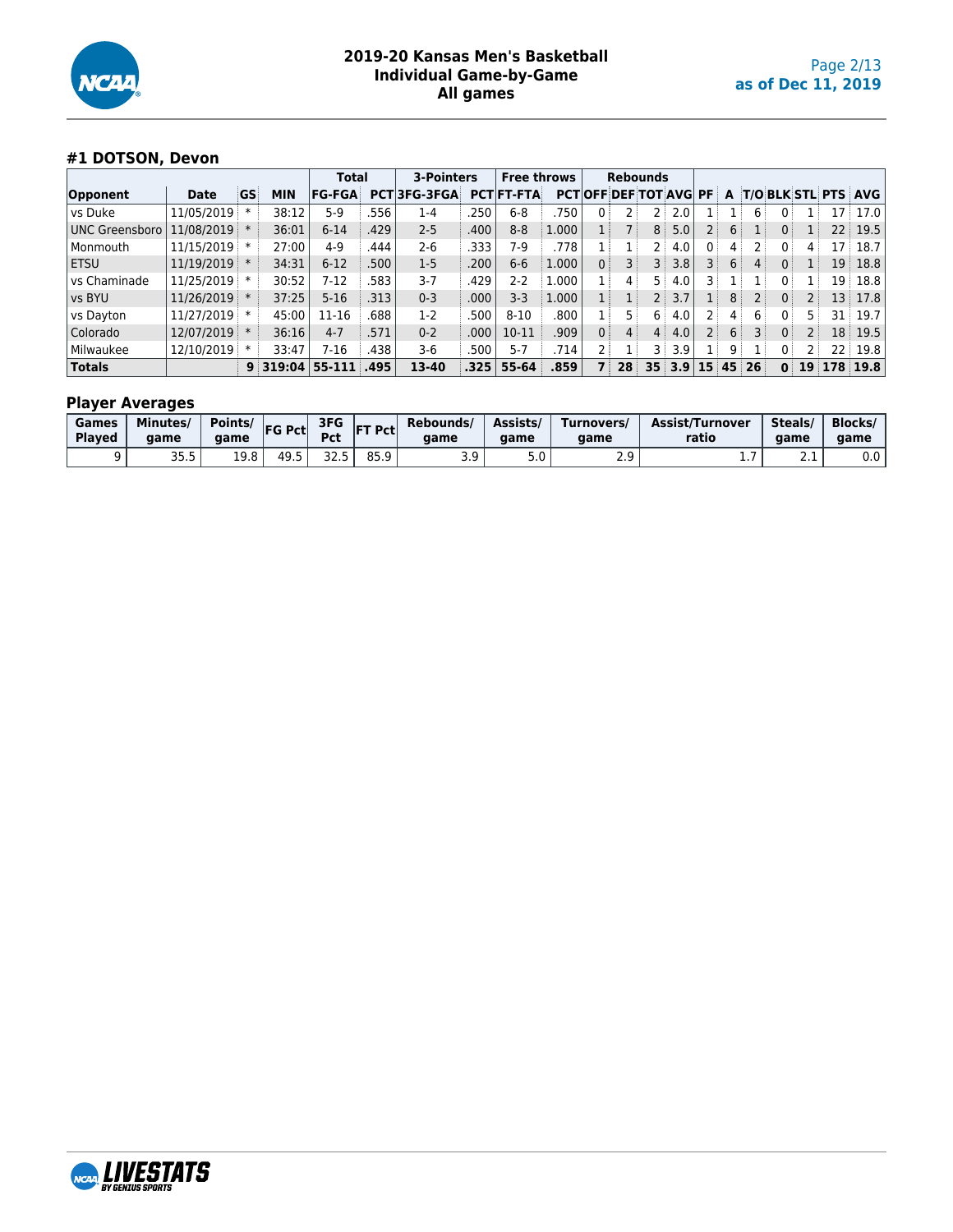# 2019-20 Kansas Men's Basketball
## Individual Game-by-Game
## All games

as of Dec 11, 2019

### #1 DOTSON, Devon

| | | | | Total | | 3-Pointers | | Free throws | | Rebounds | | | | | | | | | | |
|---|---|---|---|---|---|---|---|---|---|---|---|---|---|---|---|---|---|---|---|---|
| Opponent | Date | GS | MIN | FG-FGA | PCT | 3FG-3FGA | PCT | FT-FTA | PCT | OFF | DEF | TOT | AVG | PF | A | T/O | BLK | STL | PTS | AVG |
| vs Duke | 11/05/2019 | * | 38:12 | 5-9 | .556 | 1-4 | .250 | 6-8 | .750 | 0 | 2 | 2 | 2.0 | 1 | 1 | 6 | 0 | 1 | 17 | 17.0 |
| UNC Greensboro | 11/08/2019 | * | 36:01 | 6-14 | .429 | 2-5 | .400 | 8-8 | 1.000 | 1 | 7 | 8 | 5.0 | 2 | 6 | 1 | 0 | 1 | 22 | 19.5 |
| Monmouth | 11/15/2019 | * | 27:00 | 4-9 | .444 | 2-6 | .333 | 7-9 | .778 | 1 | 1 | 2 | 4.0 | 0 | 4 | 2 | 0 | 4 | 17 | 18.7 |
| ETSU | 11/19/2019 | * | 34:31 | 6-12 | .500 | 1-5 | .200 | 6-6 | 1.000 | 0 | 3 | 3 | 3.8 | 3 | 6 | 4 | 0 | 1 | 19 | 18.8 |
| vs Chaminade | 11/25/2019 | * | 30:52 | 7-12 | .583 | 3-7 | .429 | 2-2 | 1.000 | 1 | 4 | 5 | 4.0 | 3 | 1 | 1 | 0 | 1 | 19 | 18.8 |
| vs BYU | 11/26/2019 | * | 37:25 | 5-16 | .313 | 0-3 | .000 | 3-3 | 1.000 | 1 | 1 | 2 | 3.7 | 1 | 8 | 2 | 0 | 2 | 13 | 17.8 |
| vs Dayton | 11/27/2019 | * | 45:00 | 11-16 | .688 | 1-2 | .500 | 8-10 | .800 | 1 | 5 | 6 | 4.0 | 2 | 4 | 6 | 0 | 5 | 31 | 19.7 |
| Colorado | 12/07/2019 | * | 36:16 | 4-7 | .571 | 0-2 | .000 | 10-11 | .909 | 0 | 4 | 4 | 4.0 | 2 | 6 | 3 | 0 | 2 | 18 | 19.5 |
| Milwaukee | 12/10/2019 | * | 33:47 | 7-16 | .438 | 3-6 | .500 | 5-7 | .714 | 2 | 1 | 3 | 3.9 | 1 | 9 | 1 | 0 | 2 | 22 | 19.8 |
| **Totals** | | **9** | **319:04** | **55-111** | **.495** | **13-40** | **.325** | **55-64** | **.859** | **7** | **28** | **35** | **3.9** | **15** | **45** | **26** | **0** | **19** | **178** | **19.8** |

### Player Averages

| Games Played | Minutes/ game | Points/ game | FG Pct | 3FG Pct | FT Pct | Rebounds/ game | Assists/ game | Turnovers/ game | Assist/Turnover ratio | Steals/ game | Blocks/ game |
|---|---|---|---|---|---|---|---|---|---|---|---|
| 9 | 35.5 | 19.8 | 49.5 | 32.5 | 85.9 | 3.9 | 5.0 | 2.9 | 1.7 | 2.1 | 0.0 |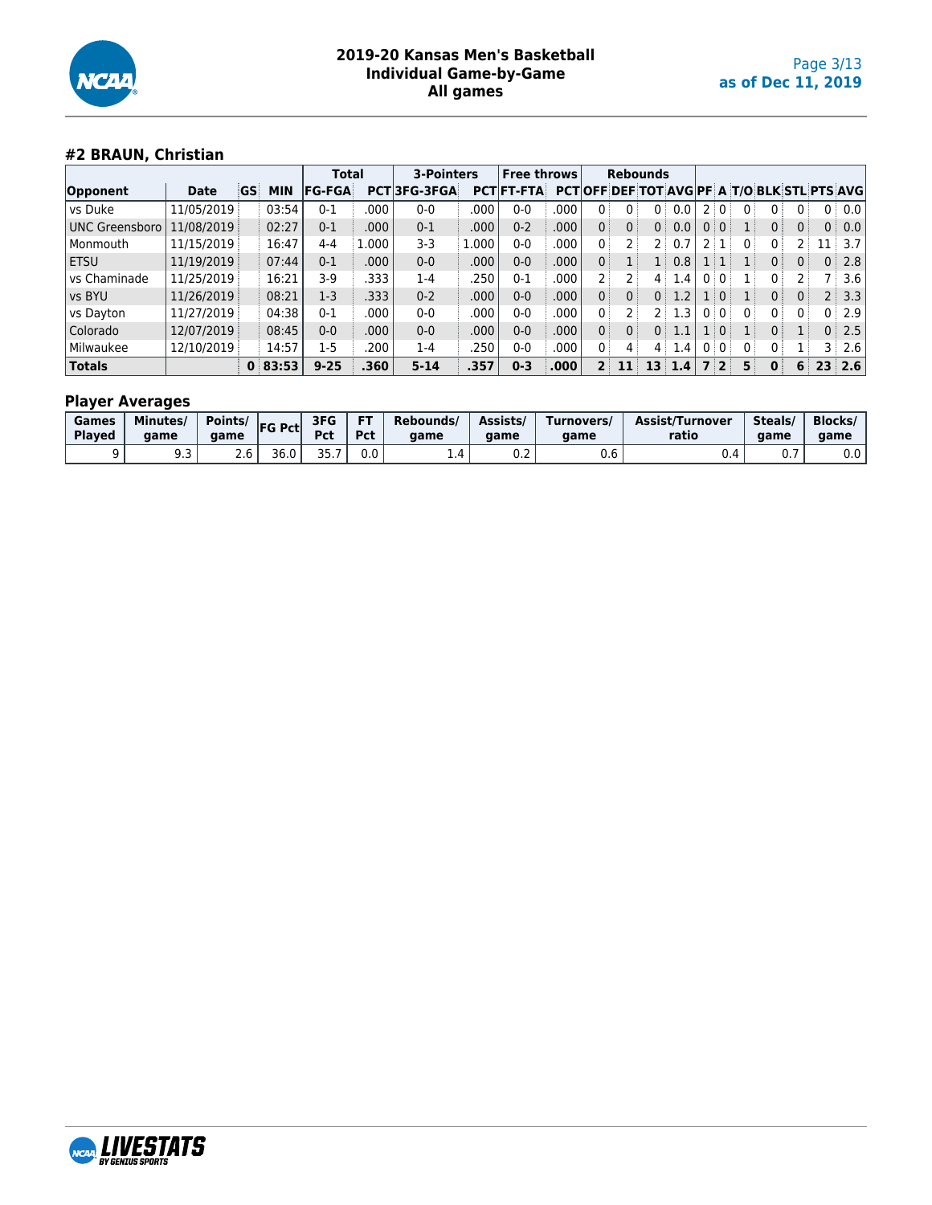# 2019-20 Kansas Men's Basketball
## Individual Game-by-Game
## All games

as of Dec 11, 2019

### #2 BRAUN, Christian

| | | | | Total | | 3-Pointers | | Free throws | | Rebounds | | | | | | | | | | |
|---|---|---|---|---|---|---|---|---|---|---|---|---|---|---|---|---|---|---|---|---|
| Opponent | Date | GS | MIN | FG-FGA | PCT | 3FG-3FGA | PCT | FT-FTA | PCT | OFF | DEF | TOT | AVG | PF | A | T/O | BLK | STL | PTS | AVG |
| vs Duke | 11/05/2019 | | 03:54 | 0-1 | .000 | 0-0 | .000 | 0-0 | .000 | 0 | 0 | 0 | 0.0 | 2 | 0 | 0 | 0 | 0 | 0 | 0.0 |
| UNC Greensboro | 11/08/2019 | | 02:27 | 0-1 | .000 | 0-1 | .000 | 0-2 | .000 | 0 | 0 | 0 | 0.0 | 0 | 0 | 1 | 0 | 0 | 0 | 0.0 |
| Monmouth | 11/15/2019 | | 16:47 | 4-4 | 1.000 | 3-3 | 1.000 | 0-0 | .000 | 0 | 2 | 2 | 0.7 | 2 | 1 | 0 | 0 | 2 | 11 | 3.7 |
| ETSU | 11/19/2019 | | 07:44 | 0-1 | .000 | 0-0 | .000 | 0-0 | .000 | 0 | 1 | 1 | 0.8 | 1 | 1 | 1 | 0 | 0 | 0 | 2.8 |
| vs Chaminade | 11/25/2019 | | 16:21 | 3-9 | .333 | 1-4 | .250 | 0-1 | .000 | 2 | 2 | 4 | 1.4 | 0 | 0 | 1 | 0 | 2 | 7 | 3.6 |
| vs BYU | 11/26/2019 | | 08:21 | 1-3 | .333 | 0-2 | .000 | 0-0 | .000 | 0 | 0 | 0 | 1.2 | 1 | 0 | 1 | 0 | 0 | 2 | 3.3 |
| vs Dayton | 11/27/2019 | | 04:38 | 0-1 | .000 | 0-0 | .000 | 0-0 | .000 | 0 | 2 | 2 | 1.3 | 0 | 0 | 0 | 0 | 0 | 0 | 2.9 |
| Colorado | 12/07/2019 | | 08:45 | 0-0 | .000 | 0-0 | .000 | 0-0 | .000 | 0 | 0 | 0 | 1.1 | 1 | 0 | 1 | 0 | 1 | 0 | 2.5 |
| Milwaukee | 12/10/2019 | | 14:57 | 1-5 | .200 | 1-4 | .250 | 0-0 | .000 | 0 | 4 | 4 | 1.4 | 0 | 0 | 0 | 0 | 1 | 3 | 2.6 |
| **Totals** | | **0** | **83:53** | **9-25** | **.360** | **5-14** | **.357** | **0-3** | **.000** | **2** | **11** | **13** | **1.4** | **7** | **2** | **5** | **0** | **6** | **23** | **2.6** |

### Player Averages

| Games Played | Minutes/ game | Points/ game | FG Pct | 3FG Pct | FT Pct | Rebounds/ game | Assists/ game | Turnovers/ game | Assist/Turnover ratio | Steals/ game | Blocks/ game |
|---|---|---|---|---|---|---|---|---|---|---|---|
| 9 | 9.3 | 2.6 | 36.0 | 35.7 | 0.0 | 1.4 | 0.2 | 0.6 | 0.4 | 0.7 | 0.0 |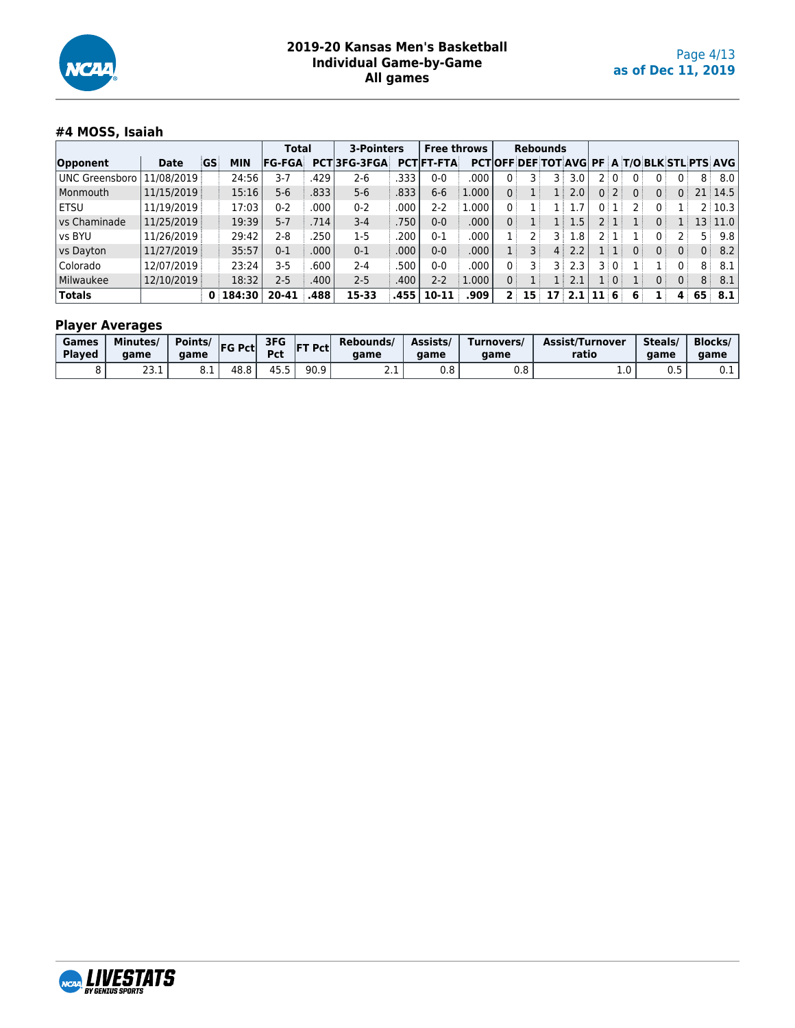# 2019-20 Kansas Men's Basketball
## Individual Game-by-Game
## All games

as of Dec 11, 2019

### #4 MOSS, Isaiah

| | | | | Total | | 3-Pointers | | Free throws | | Rebounds | | | | | | | | | | |
|---|---|---|---|---|---|---|---|---|---|---|---|---|---|---|---|---|---|---|---|---|
| Opponent | Date | GS | MIN | FG-FGA | PCT | 3FG-3FGA | PCT | FT-FTA | PCT | OFF | DEF | TOT | AVG | PF | A | T/O | BLK | STL | PTS | AVG |
| UNC Greensboro | 11/08/2019 | | 24:56 | 3-7 | .429 | 2-6 | .333 | 0-0 | .000 | 0 | 3 | 3 | 3.0 | 2 | 0 | 0 | 0 | 0 | 8 | 8.0 |
| Monmouth | 11/15/2019 | | 15:16 | 5-6 | .833 | 5-6 | .833 | 6-6 | 1.000 | 0 | 1 | 1 | 2.0 | 0 | 2 | 0 | 0 | 0 | 21 | 14.5 |
| ETSU | 11/19/2019 | | 17:03 | 0-2 | .000 | 0-2 | .000 | 2-2 | 1.000 | 0 | 1 | 1 | 1.7 | 0 | 1 | 2 | 0 | 1 | 2 | 10.3 |
| vs Chaminade | 11/25/2019 | | 19:39 | 5-7 | .714 | 3-4 | .750 | 0-0 | .000 | 0 | 1 | 1 | 1.5 | 2 | 1 | 1 | 0 | 1 | 13 | 11.0 |
| vs BYU | 11/26/2019 | | 29:42 | 2-8 | .250 | 1-5 | .200 | 0-1 | .000 | 1 | 2 | 3 | 1.8 | 2 | 1 | 1 | 0 | 2 | 5 | 9.8 |
| vs Dayton | 11/27/2019 | | 35:57 | 0-1 | .000 | 0-1 | .000 | 0-0 | .000 | 1 | 3 | 4 | 2.2 | 1 | 1 | 0 | 0 | 0 | 0 | 8.2 |
| Colorado | 12/07/2019 | | 23:24 | 3-5 | .600 | 2-4 | .500 | 0-0 | .000 | 0 | 3 | 3 | 2.3 | 3 | 0 | 1 | 1 | 0 | 8 | 8.1 |
| Milwaukee | 12/10/2019 | | 18:32 | 2-5 | .400 | 2-5 | .400 | 2-2 | 1.000 | 0 | 1 | 1 | 2.1 | 1 | 0 | 1 | 0 | 0 | 8 | 8.1 |
| **Totals** | | **0** | **184:30** | **20-41** | **.488** | **15-33** | **.455** | **10-11** | **.909** | **2** | **15** | **17** | **2.1** | **11** | **6** | **6** | **1** | **4** | **65** | **8.1** |

### Player Averages

| Games Played | Minutes/ game | Points/ game | FG Pct | 3FG Pct | FT Pct | Rebounds/ game | Assists/ game | Turnovers/ game | Assist/Turnover ratio | Steals/ game | Blocks/ game |
|---|---|---|---|---|---|---|---|---|---|---|---|
| 8 | 23.1 | 8.1 | 48.8 | 45.5 | 90.9 | 2.1 | 0.8 | 0.8 | 1.0 | 0.5 | 0.1 |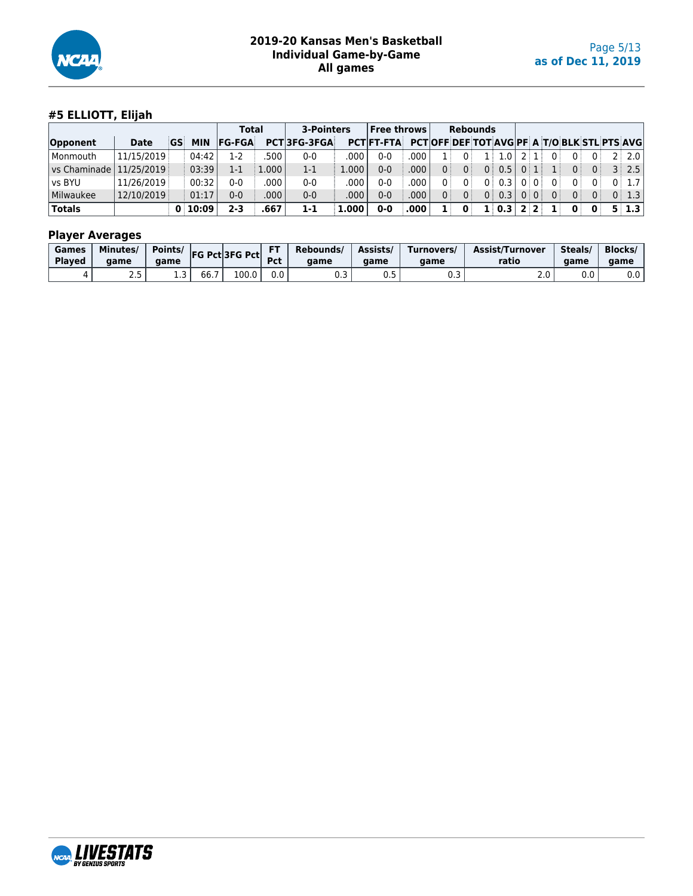# 2019-20 Kansas Men's Basketball
## Individual Game-by-Game
## All games

as of Dec 11, 2019

### #5 ELLIOTT, Elijah

| | | | | Total | | 3-Pointers | | Free throws | | Rebounds | | | | | | | | | | |
|---|---|---|---|---|---|---|---|---|---|---|---|---|---|---|---|---|---|---|---|---|
| Opponent | Date | GS | MIN | FG-FGA | PCT | 3FG-3FGA | PCT | FT-FTA | PCT | OFF | DEF | TOT | AVG | PF | A | T/O | BLK | STL | PTS | AVG |
| Monmouth | 11/15/2019 | | 04:42 | 1-2 | .500 | 0-0 | .000 | 0-0 | .000 | 1 | 0 | 1 | 1.0 | 2 | 1 | 0 | 0 | 0 | 2 | 2.0 |
| vs Chaminade | 11/25/2019 | | 03:39 | 1-1 | 1.000 | 1-1 | 1.000 | 0-0 | .000 | 0 | 0 | 0 | 0.5 | 0 | 1 | 1 | 0 | 0 | 3 | 2.5 |
| vs BYU | 11/26/2019 | | 00:32 | 0-0 | .000 | 0-0 | .000 | 0-0 | .000 | 0 | 0 | 0 | 0.3 | 0 | 0 | 0 | 0 | 0 | 0 | 1.7 |
| Milwaukee | 12/10/2019 | | 01:17 | 0-0 | .000 | 0-0 | .000 | 0-0 | .000 | 0 | 0 | 0 | 0.3 | 0 | 0 | 0 | 0 | 0 | 0 | 1.3 |
| **Totals** | | **0** | **10:09** | **2-3** | **.667** | **1-1** | **1.000** | **0-0** | **.000** | **1** | **0** | **1** | **0.3** | **2** | **2** | **1** | **0** | **0** | **5** | **1.3** |

### Player Averages

| Games Played | Minutes/ game | Points/ game | FG Pct | 3FG Pct | FT Pct | Rebounds/ game | Assists/ game | Turnovers/ game | Assist/Turnover ratio | Steals/ game | Blocks/ game |
|---|---|---|---|---|---|---|---|---|---|---|---|
| 4 | 2.5 | 1.3 | 66.7 | 100.0 | 0.0 | 0.3 | 0.5 | 0.3 | 2.0 | 0.0 | 0.0 |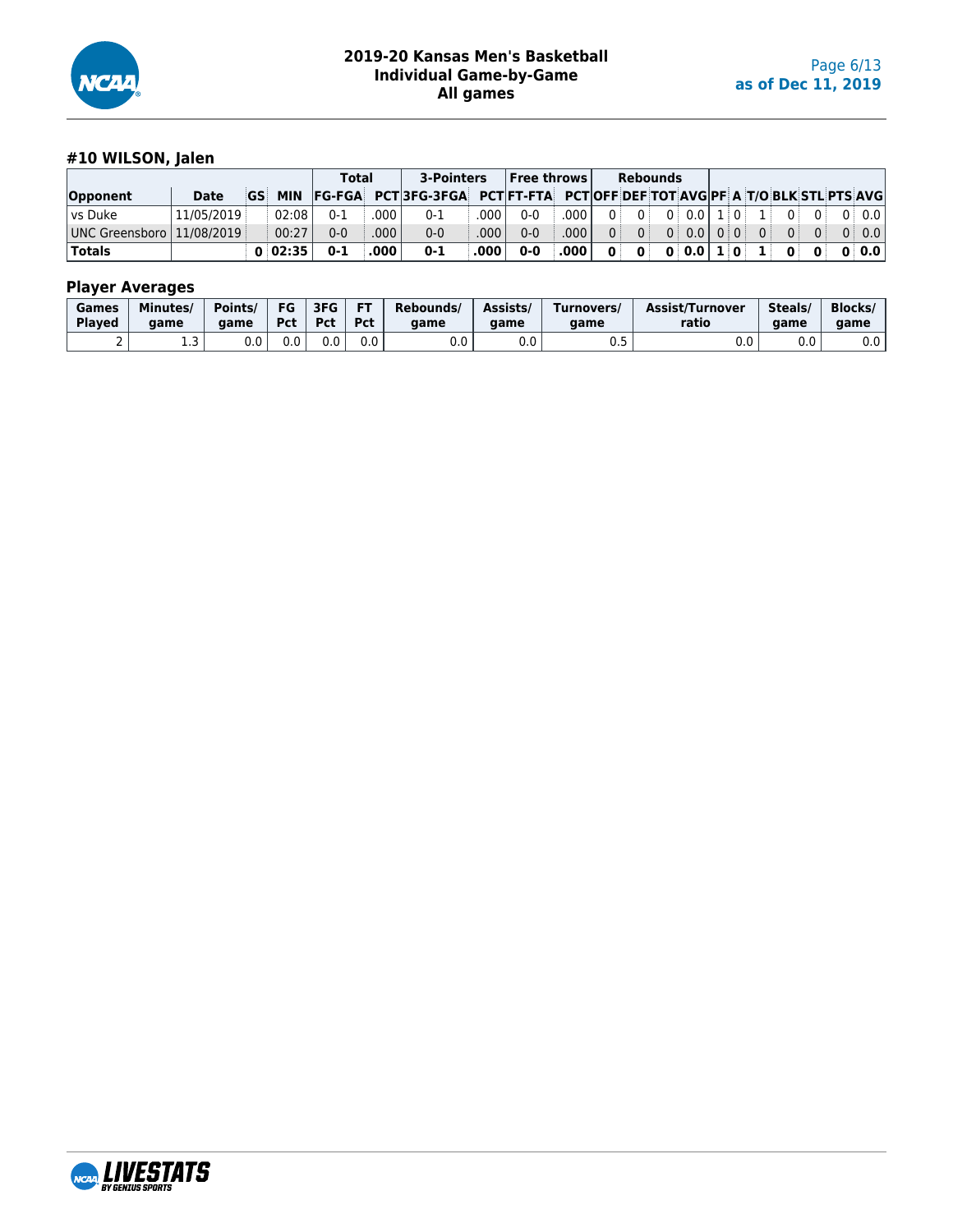# 2019-20 Kansas Men's Basketball
## Individual Game-by-Game
## All games

as of Dec 11, 2019

### #10 WILSON, Jalen

| | | | | Total | | 3-Pointers | | Free throws | | Rebounds | | | | | | | | | | |
|---|---|---|---|---|---|---|---|---|---|---|---|---|---|---|---|---|---|---|---|---|
| Opponent | Date | GS | MIN | FG-FGA | PCT | 3FG-3FGA | PCT | FT-FTA | PCT | OFF | DEF | TOT | AVG | PF | A | T/O | BLK | STL | PTS | AVG |
| vs Duke | 11/05/2019 | | 02:08 | 0-1 | .000 | 0-1 | .000 | 0-0 | .000 | 0 | 0 | 0 | 0.0 | 1 | 0 | 1 | 0 | 0 | 0 | 0.0 |
| UNC Greensboro | 11/08/2019 | | 00:27 | 0-0 | .000 | 0-0 | .000 | 0-0 | .000 | 0 | 0 | 0 | 0.0 | 0 | 0 | 0 | 0 | 0 | 0 | 0.0 |
| **Totals** | | **0** | **02:35** | **0-1** | **.000** | **0-1** | **.000** | **0-0** | **.000** | **0** | **0** | **0** | **0.0** | **1** | **0** | **1** | **0** | **0** | **0** | **0.0** |

### Player Averages

| Games Played | Minutes/ game | Points/ game | FG Pct | 3FG Pct | FT Pct | Rebounds/ game | Assists/ game | Turnovers/ game | Assist/Turnover ratio | Steals/ game | Blocks/ game |
|---|---|---|---|---|---|---|---|---|---|---|---|
| 2 | 1.3 | 0.0 | 0.0 | 0.0 | 0.0 | 0.0 | 0.0 | 0.5 | 0.0 | 0.0 | 0.0 |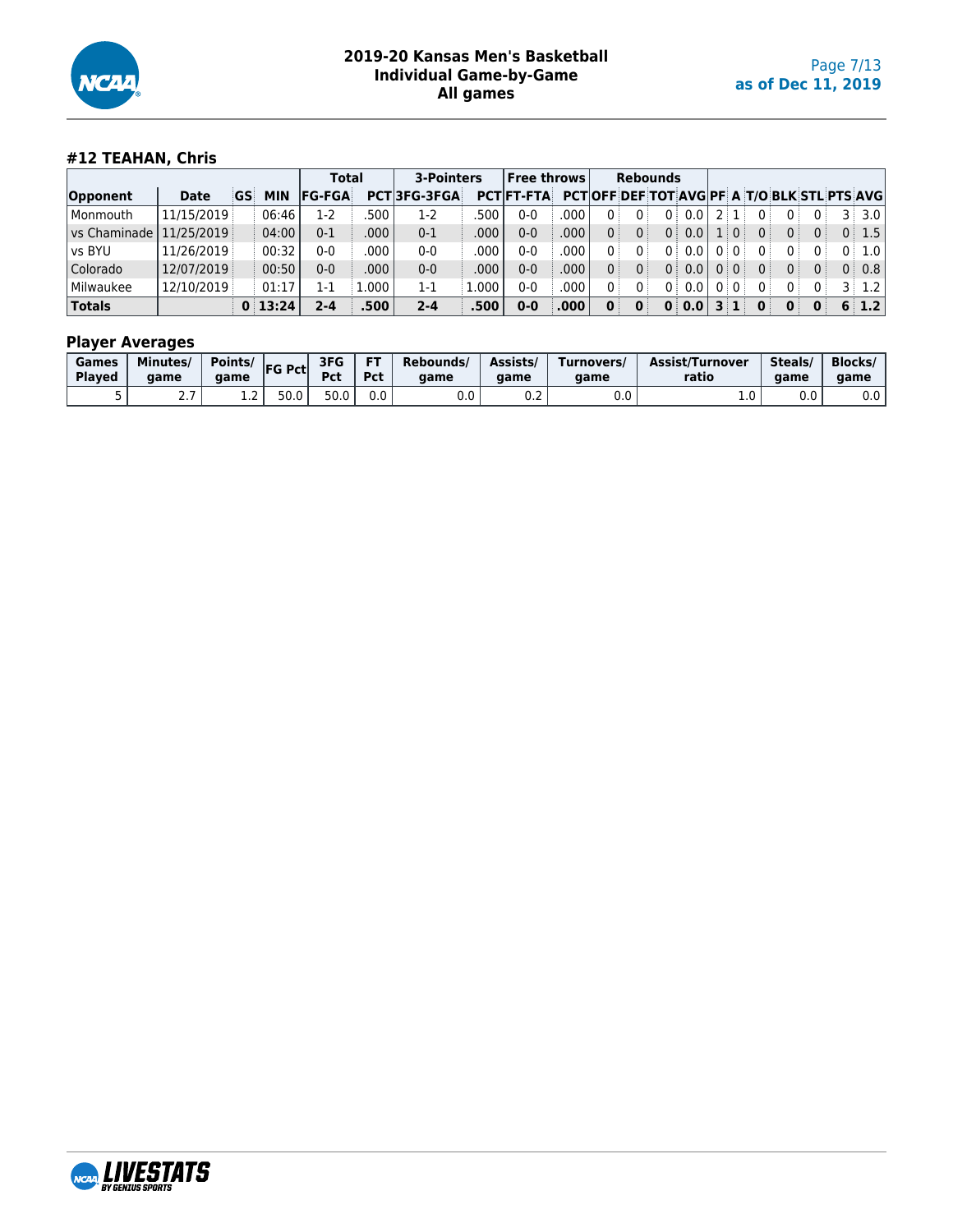# 2019-20 Kansas Men's Basketball
## Individual Game-by-Game
## All games

as of Dec 11, 2019

### #12 TEAHAN, Chris

| | | | | Total | | 3-Pointers | | Free throws | | Rebounds | | | | | | | | | | |
|---|---|---|---|---|---|---|---|---|---|---|---|---|---|---|---|---|---|---|---|---|
| Opponent | Date | GS | MIN | FG-FGA | PCT | 3FG-3FGA | PCT | FT-FTA | PCT | OFF | DEF | TOT | AVG | PF | A | T/O | BLK | STL | PTS | AVG |
| Monmouth | 11/15/2019 | | 06:46 | 1-2 | .500 | 1-2 | .500 | 0-0 | .000 | 0 | 0 | 0 | 0.0 | 2 | 1 | 0 | 0 | 0 | 3 | 3.0 |
| vs Chaminade | 11/25/2019 | | 04:00 | 0-1 | .000 | 0-1 | .000 | 0-0 | .000 | 0 | 0 | 0 | 0.0 | 1 | 0 | 0 | 0 | 0 | 0 | 1.5 |
| vs BYU | 11/26/2019 | | 00:32 | 0-0 | .000 | 0-0 | .000 | 0-0 | .000 | 0 | 0 | 0 | 0.0 | 0 | 0 | 0 | 0 | 0 | 0 | 1.0 |
| Colorado | 12/07/2019 | | 00:50 | 0-0 | .000 | 0-0 | .000 | 0-0 | .000 | 0 | 0 | 0 | 0.0 | 0 | 0 | 0 | 0 | 0 | 0 | 0.8 |
| Milwaukee | 12/10/2019 | | 01:17 | 1-1 | 1.000 | 1-1 | 1.000 | 0-0 | .000 | 0 | 0 | 0 | 0.0 | 0 | 0 | 0 | 0 | 0 | 3 | 1.2 |
| **Totals** | | **0** | **13:24** | **2-4** | **.500** | **2-4** | **.500** | **0-0** | **.000** | **0** | **0** | **0** | **0.0** | **3** | **1** | **0** | **0** | **0** | **6** | **1.2** |

### Player Averages

| Games Played | Minutes/ game | Points/ game | FG Pct | 3FG Pct | FT Pct | Rebounds/ game | Assists/ game | Turnovers/ game | Assist/Turnover ratio | Steals/ game | Blocks/ game |
|---|---|---|---|---|---|---|---|---|---|---|---|
| 5 | 2.7 | 1.2 | 50.0 | 50.0 | 0.0 | 0.0 | 0.2 | 0.0 | 1.0 | 0.0 | 0.0 |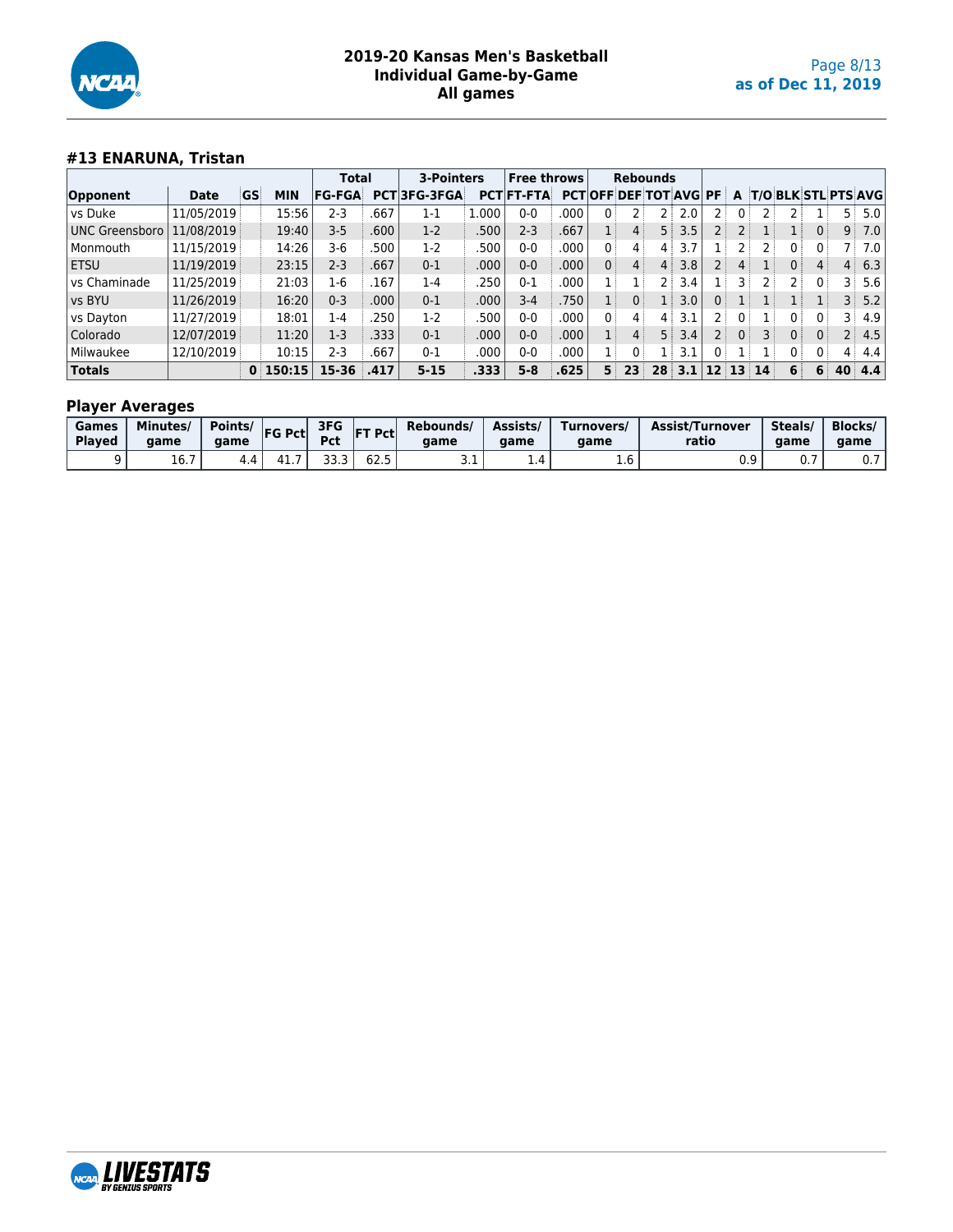# 2019-20 Kansas Men's Basketball
## Individual Game-by-Game
### All games

as of Dec 11, 2019

### #13 ENARUNA, Tristan

| | | | | Total | | 3-Pointers | | Free throws | | Rebounds | | | | | | | | | | |
|---|---|---|---|---|---|---|---|---|---|---|---|---|---|---|---|---|---|---|---|---|
| Opponent | Date | GS | MIN | FG-FGA | PCT | 3FG-3FGA | PCT | FT-FTA | PCT | OFF | DEF | TOT | AVG | PF | A | T/O | BLK | STL | PTS | AVG |
| vs Duke | 11/05/2019 | | 15:56 | 2-3 | .667 | 1-1 | 1.000 | 0-0 | .000 | 0 | 2 | 2 | 2.0 | 2 | 0 | 2 | 2 | 1 | 5 | 5.0 |
| UNC Greensboro | 11/08/2019 | | 19:40 | 3-5 | .600 | 1-2 | .500 | 2-3 | .667 | 1 | 4 | 5 | 3.5 | 2 | 2 | 1 | 1 | 0 | 9 | 7.0 |
| Monmouth | 11/15/2019 | | 14:26 | 3-6 | .500 | 1-2 | .500 | 0-0 | .000 | 0 | 4 | 4 | 3.7 | 1 | 2 | 2 | 0 | 0 | 7 | 7.0 |
| ETSU | 11/19/2019 | | 23:15 | 2-3 | .667 | 0-1 | .000 | 0-0 | .000 | 0 | 4 | 4 | 3.8 | 2 | 4 | 1 | 0 | 4 | 4 | 6.3 |
| vs Chaminade | 11/25/2019 | | 21:03 | 1-6 | .167 | 1-4 | .250 | 0-1 | .000 | 1 | 1 | 2 | 3.4 | 1 | 3 | 2 | 2 | 0 | 3 | 5.6 |
| vs BYU | 11/26/2019 | | 16:20 | 0-3 | .000 | 0-1 | .000 | 3-4 | .750 | 1 | 0 | 1 | 3.0 | 0 | 1 | 1 | 1 | 1 | 3 | 5.2 |
| vs Dayton | 11/27/2019 | | 18:01 | 1-4 | .250 | 1-2 | .500 | 0-0 | .000 | 0 | 4 | 4 | 3.1 | 2 | 0 | 1 | 0 | 0 | 3 | 4.9 |
| Colorado | 12/07/2019 | | 11:20 | 1-3 | .333 | 0-1 | .000 | 0-0 | .000 | 1 | 4 | 5 | 3.4 | 2 | 0 | 3 | 0 | 0 | 2 | 4.5 |
| Milwaukee | 12/10/2019 | | 10:15 | 2-3 | .667 | 0-1 | .000 | 0-0 | .000 | 1 | 0 | 1 | 3.1 | 0 | 1 | 1 | 0 | 0 | 4 | 4.4 |
| **Totals** | | **0** | **150:15** | **15-36** | **.417** | **5-15** | **.333** | **5-8** | **.625** | **5** | **23** | **28** | **3.1** | **12** | **13** | **14** | **6** | **6** | **40** | **4.4** |

### Player Averages

| Games Played | Minutes/ game | Points/ game | FG Pct | 3FG Pct | FT Pct | Rebounds/ game | Assists/ game | Turnovers/ game | Assist/Turnover ratio | Steals/ game | Blocks/ game |
|---|---|---|---|---|---|---|---|---|---|---|---|
| 9 | 16.7 | 4.4 | 41.7 | 33.3 | 62.5 | 3.1 | 1.4 | 1.6 | 0.9 | 0.7 | 0.7 |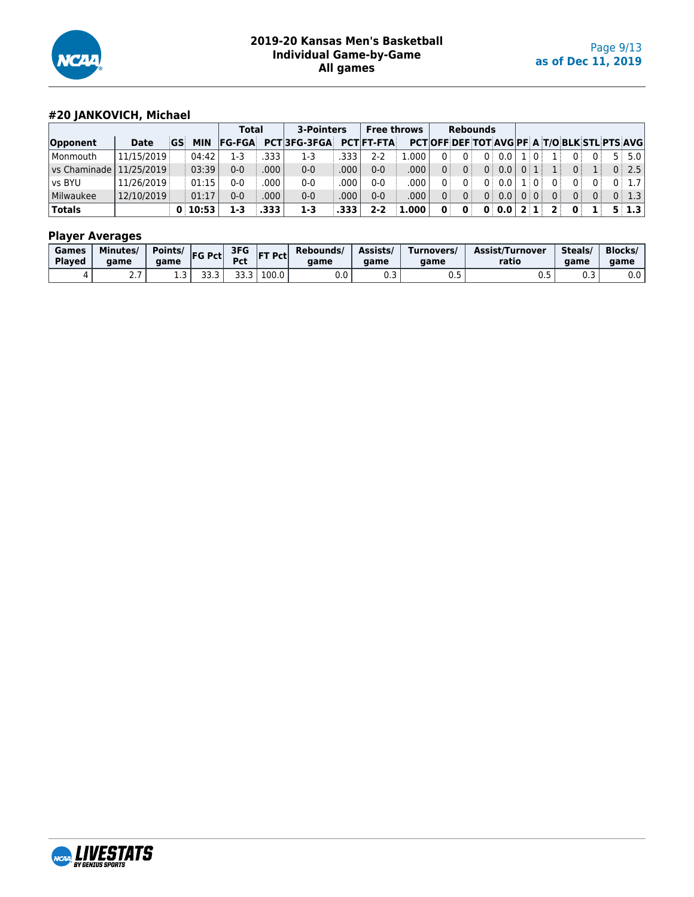## #20 JANKOVICH, Michael

| | | | | Total | | 3-Pointers | | Free throws | | Rebounds | | | | | | | | | | |
|---|---|---|---|---|---|---|---|---|---|---|---|---|---|---|---|---|---|---|---|---|
| Opponent | Date | GS | MIN | FG-FGA | PCT | 3FG-3FGA | PCT | FT-FTA | PCT | OFF | DEF | TOT | AVG | PF | A | T/O | BLK | STL | PTS | AVG |
| Monmouth | 11/15/2019 | | 04:42 | 1-3 | .333 | 1-3 | .333 | 2-2 | 1.000 | 0 | 0 | 0 | 0.0 | 1 | 0 | 1 | 0 | 0 | 5 | 5.0 |
| vs Chaminade | 11/25/2019 | | 03:39 | 0-0 | .000 | 0-0 | .000 | 0-0 | .000 | 0 | 0 | 0 | 0.0 | 0 | 1 | 1 | 0 | 1 | 0 | 2.5 |
| vs BYU | 11/26/2019 | | 01:15 | 0-0 | .000 | 0-0 | .000 | 0-0 | .000 | 0 | 0 | 0 | 0.0 | 1 | 0 | 0 | 0 | 0 | 0 | 1.7 |
| Milwaukee | 12/10/2019 | | 01:17 | 0-0 | .000 | 0-0 | .000 | 0-0 | .000 | 0 | 0 | 0 | 0.0 | 0 | 0 | 0 | 0 | 0 | 0 | 1.3 |
| **Totals** | | **0** | **10:53** | **1-3** | **.333** | **1-3** | **.333** | **2-2** | **1.000** | **0** | **0** | **0** | **0.0** | **2** | **1** | **2** | **0** | **1** | **5** | **1.3** |

### Player Averages

| Games Played | Minutes/ game | Points/ game | FG Pct | 3FG Pct | FT Pct | Rebounds/ game | Assists/ game | Turnovers/ game | Assist/Turnover ratio | Steals/ game | Blocks/ game |
|---|---|---|---|---|---|---|---|---|---|---|---|
| 4 | 2.7 | 1.3 | 33.3 | 33.3 | 100.0 | 0.0 | 0.3 | 0.5 | 0.5 | 0.3 | 0.0 |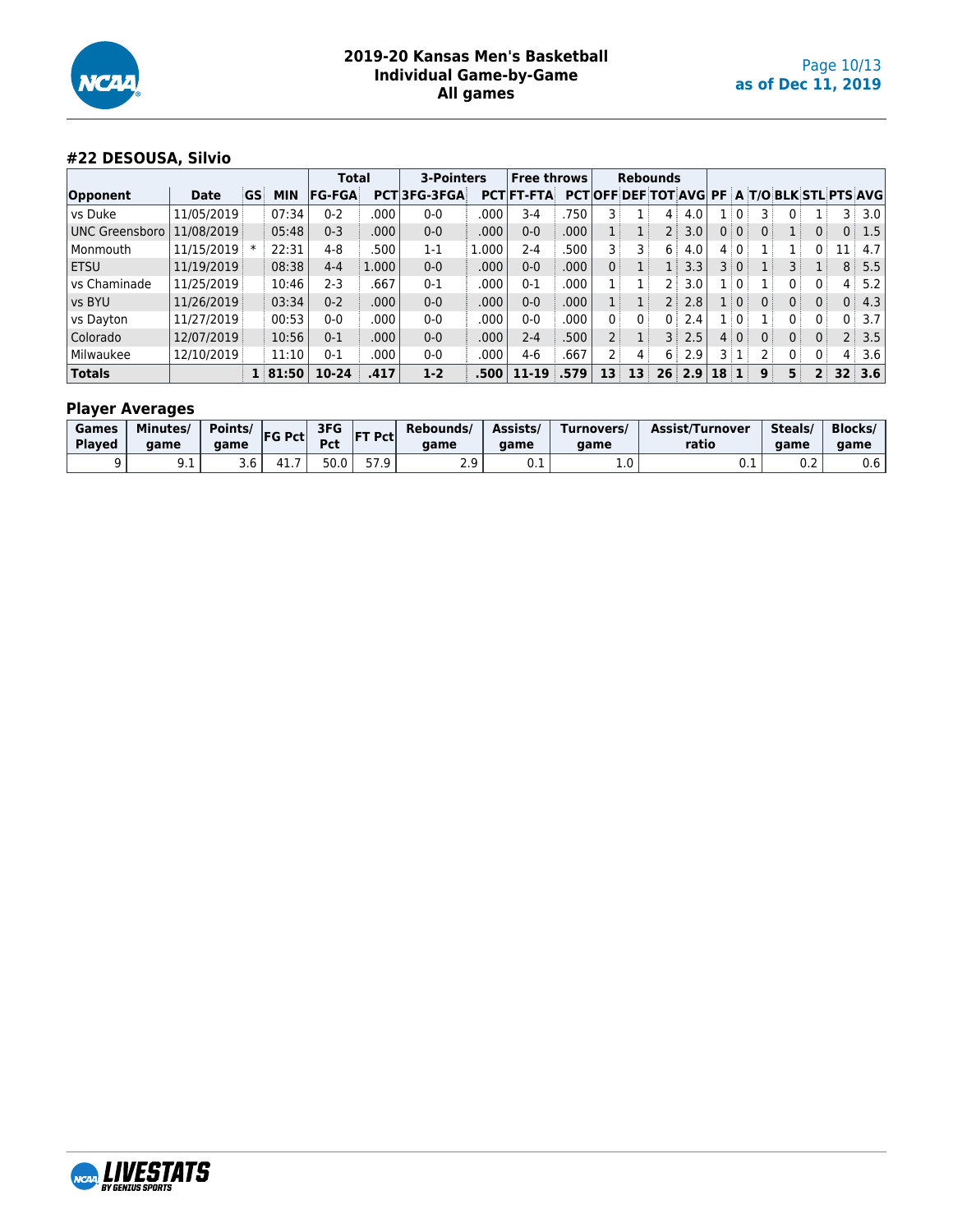# 2019-20 Kansas Men's Basketball
## Individual Game-by-Game
## All games

as of Dec 11, 2019

### #22 DESOUSA, Silvio

| | | | | Total | | 3-Pointers | | Free throws | | Rebounds | | | | | | | | | | |
|---|---|---|---|---|---|---|---|---|---|---|---|---|---|---|---|---|---|---|---|---|
| Opponent | Date | GS | MIN | FG-FGA | PCT | 3FG-3FGA | PCT | FT-FTA | PCT | OFF | DEF | TOT | AVG | PF | A | T/O | BLK | STL | PTS | AVG |
| vs Duke | 11/05/2019 | | 07:34 | 0-2 | .000 | 0-0 | .000 | 3-4 | .750 | 3 | 1 | 4 | 4.0 | 1 | 0 | 3 | 0 | 1 | 3 | 3.0 |
| UNC Greensboro | 11/08/2019 | | 05:48 | 0-3 | .000 | 0-0 | .000 | 0-0 | .000 | 1 | 1 | 2 | 3.0 | 0 | 0 | 0 | 1 | 0 | 0 | 1.5 |
| Monmouth | 11/15/2019 | * | 22:31 | 4-8 | .500 | 1-1 | 1.000 | 2-4 | .500 | 3 | 3 | 6 | 4.0 | 4 | 0 | 1 | 1 | 0 | 11 | 4.7 |
| ETSU | 11/19/2019 | | 08:38 | 4-4 | 1.000 | 0-0 | .000 | 0-0 | .000 | 0 | 1 | 1 | 3.3 | 3 | 0 | 1 | 3 | 1 | 8 | 5.5 |
| vs Chaminade | 11/25/2019 | | 10:46 | 2-3 | .667 | 0-1 | .000 | 0-1 | .000 | 1 | 1 | 2 | 3.0 | 1 | 0 | 1 | 0 | 0 | 4 | 5.2 |
| vs BYU | 11/26/2019 | | 03:34 | 0-2 | .000 | 0-0 | .000 | 0-0 | .000 | 1 | 1 | 2 | 2.8 | 1 | 0 | 0 | 0 | 0 | 0 | 4.3 |
| vs Dayton | 11/27/2019 | | 00:53 | 0-0 | .000 | 0-0 | .000 | 0-0 | .000 | 0 | 0 | 0 | 2.4 | 1 | 0 | 1 | 0 | 0 | 0 | 3.7 |
| Colorado | 12/07/2019 | | 10:56 | 0-1 | .000 | 0-0 | .000 | 2-4 | .500 | 2 | 1 | 3 | 2.5 | 4 | 0 | 0 | 0 | 0 | 2 | 3.5 |
| Milwaukee | 12/10/2019 | | 11:10 | 0-1 | .000 | 0-0 | .000 | 4-6 | .667 | 2 | 4 | 6 | 2.9 | 3 | 1 | 2 | 0 | 0 | 4 | 3.6 |
| **Totals** | | **1** | **81:50** | **10-24** | **.417** | **1-2** | **.500** | **11-19** | **.579** | **13** | **13** | **26** | **2.9** | **18** | **1** | **9** | **5** | **2** | **32** | **3.6** |

### Player Averages

| Games Played | Minutes/ game | Points/ game | FG Pct | 3FG Pct | FT Pct | Rebounds/ game | Assists/ game | Turnovers/ game | Assist/Turnover ratio | Steals/ game | Blocks/ game |
|---|---|---|---|---|---|---|---|---|---|---|---|
| 9 | 9.1 | 3.6 | 41.7 | 50.0 | 57.9 | 2.9 | 0.1 | 1.0 | 0.1 | 0.2 | 0.6 |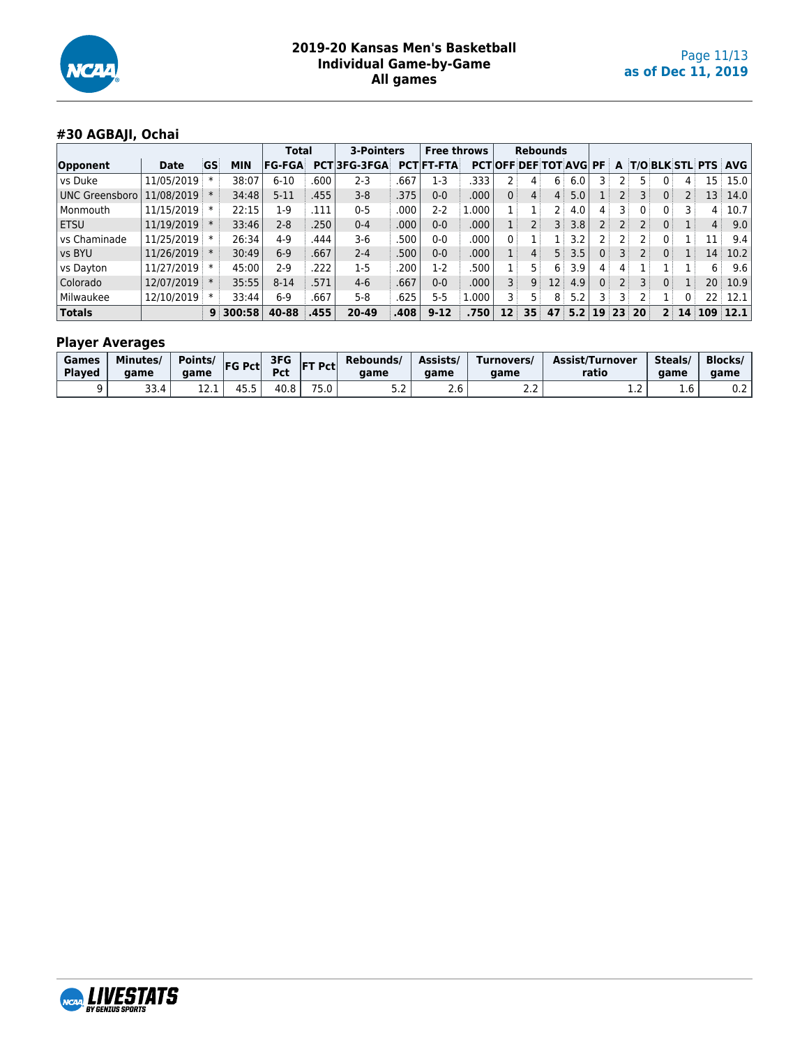# 2019-20 Kansas Men's Basketball
## Individual Game-by-Game
## All games

### #30 AGBAJI, Ochai

| Opponent | Date | GS | MIN | Total | | 3-Pointers | | Free throws | | Rebounds | | | | PF | A | T/O | BLK | STL | PTS | AVG |
|---|---|---|---|---|---|---|---|---|---|---|---|---|---|---|---|---|---|---|---|---|
| | | | | FG-FGA | PCT | 3FG-3FGA | PCT | FT-FTA | PCT | OFF | DEF | TOT | AVG | | | | | | | |
| vs Duke | 11/05/2019 | * | 38:07 | 6-10 | .600 | 2-3 | .667 | 1-3 | .333 | 2 | 4 | 6 | 6.0 | 3 | 2 | 5 | 0 | 4 | 15 | 15.0 |
| UNC Greensboro | 11/08/2019 | * | 34:48 | 5-11 | .455 | 3-8 | .375 | 0-0 | .000 | 0 | 4 | 4 | 5.0 | 1 | 2 | 3 | 0 | 2 | 13 | 14.0 |
| Monmouth | 11/15/2019 | * | 22:15 | 1-9 | .111 | 0-5 | .000 | 2-2 | 1.000 | 1 | 1 | 2 | 4.0 | 4 | 3 | 0 | 0 | 3 | 4 | 10.7 |
| ETSU | 11/19/2019 | * | 33:46 | 2-8 | .250 | 0-4 | .000 | 0-0 | .000 | 1 | 2 | 3 | 3.8 | 2 | 2 | 2 | 0 | 1 | 4 | 9.0 |
| vs Chaminade | 11/25/2019 | * | 26:34 | 4-9 | .444 | 3-6 | .500 | 0-0 | .000 | 0 | 1 | 1 | 3.2 | 2 | 2 | 2 | 0 | 1 | 11 | 9.4 |
| vs BYU | 11/26/2019 | * | 30:49 | 6-9 | .667 | 2-4 | .500 | 0-0 | .000 | 1 | 4 | 5 | 3.5 | 0 | 3 | 2 | 0 | 1 | 14 | 10.2 |
| vs Dayton | 11/27/2019 | * | 45:00 | 2-9 | .222 | 1-5 | .200 | 1-2 | .500 | 1 | 5 | 6 | 3.9 | 4 | 4 | 1 | 1 | 1 | 6 | 9.6 |
| Colorado | 12/07/2019 | * | 35:55 | 8-14 | .571 | 4-6 | .667 | 0-0 | .000 | 3 | 9 | 12 | 4.9 | 0 | 2 | 3 | 0 | 1 | 20 | 10.9 |
| Milwaukee | 12/10/2019 | * | 33:44 | 6-9 | .667 | 5-8 | .625 | 5-5 | 1.000 | 3 | 5 | 8 | 5.2 | 3 | 3 | 2 | 1 | 0 | 22 | 12.1 |
| **Totals** | | **9** | **300:58** | **40-88** | **.455** | **20-49** | **.408** | **9-12** | **.750** | **12** | **35** | **47** | **5.2** | **19** | **23** | **20** | **2** | **14** | **109** | **12.1** |

### Player Averages

| Games Played | Minutes/ game | Points/ game | FG Pct | 3FG Pct | FT Pct | Rebounds/ game | Assists/ game | Turnovers/ game | Assist/Turnover ratio | Steals/ game | Blocks/ game |
|---|---|---|---|---|---|---|---|---|---|---|---|
| 9 | 33.4 | 12.1 | 45.5 | 40.8 | 75.0 | 5.2 | 2.6 | 2.2 | 1.2 | 1.6 | 0.2 |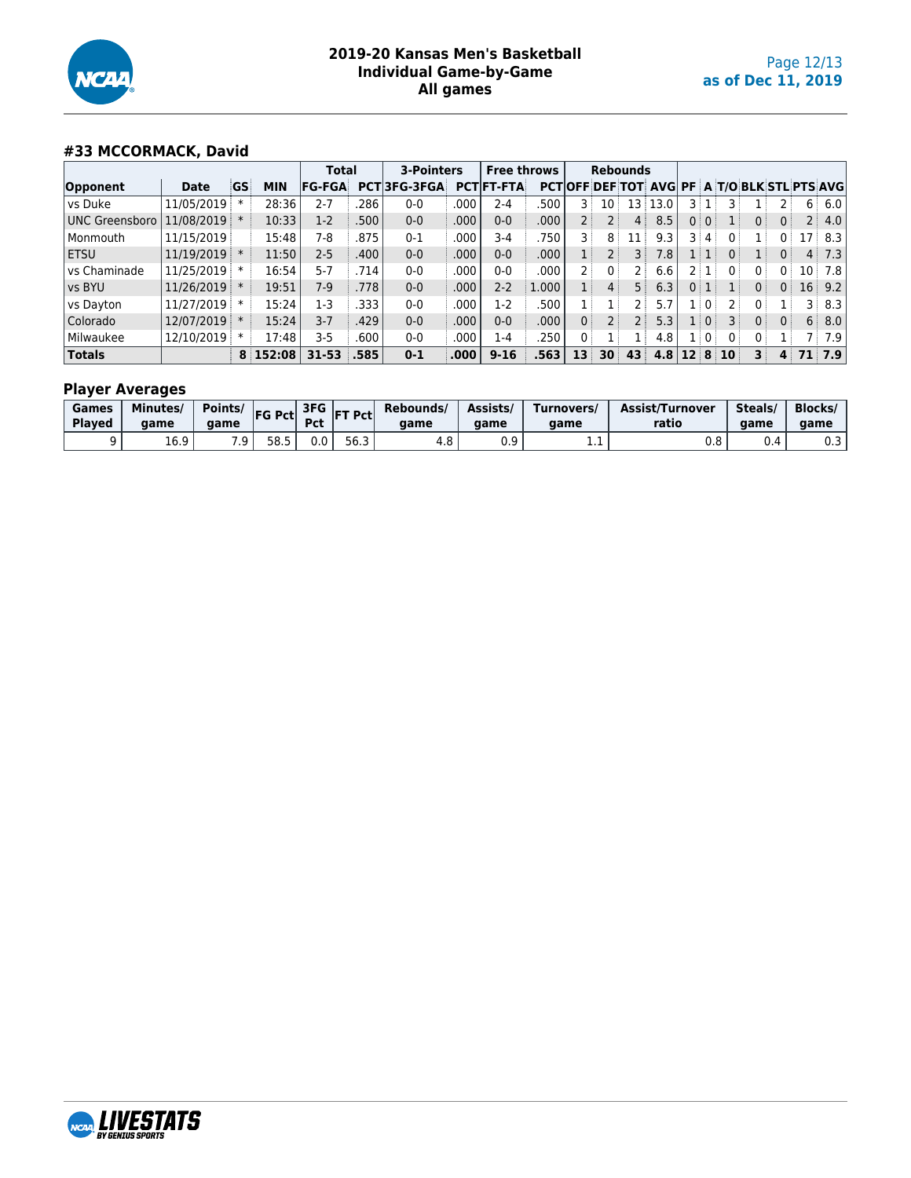### #33 MCCORMACK, David

| | | | | Total | | 3-Pointers | | Free throws | | Rebounds | | | | | | | | | | |
|---|---|---|---|---|---|---|---|---|---|---|---|---|---|---|---|---|---|---|---|---|
| Opponent | Date | GS | MIN | FG-FGA | PCT | 3FG-3FGA | PCT | FT-FTA | PCT | OFF | DEF | TOT | AVG | PF | A | T/O | BLK | STL | PTS | AVG |
| vs Duke | 11/05/2019 | * | 28:36 | 2-7 | .286 | 0-0 | .000 | 2-4 | .500 | 3 | 10 | 13 | 13.0 | 3 | 1 | 3 | 1 | 2 | 6 | 6.0 |
| UNC Greensboro | 11/08/2019 | * | 10:33 | 1-2 | .500 | 0-0 | .000 | 0-0 | .000 | 2 | 2 | 4 | 8.5 | 0 | 0 | 1 | 0 | 0 | 2 | 4.0 |
| Monmouth | 11/15/2019 | | 15:48 | 7-8 | .875 | 0-1 | .000 | 3-4 | .750 | 3 | 8 | 11 | 9.3 | 3 | 4 | 0 | 1 | 0 | 17 | 8.3 |
| ETSU | 11/19/2019 | * | 11:50 | 2-5 | .400 | 0-0 | .000 | 0-0 | .000 | 1 | 2 | 3 | 7.8 | 1 | 1 | 0 | 1 | 0 | 4 | 7.3 |
| vs Chaminade | 11/25/2019 | * | 16:54 | 5-7 | .714 | 0-0 | .000 | 0-0 | .000 | 2 | 0 | 2 | 6.6 | 2 | 1 | 0 | 0 | 0 | 10 | 7.8 |
| vs BYU | 11/26/2019 | * | 19:51 | 7-9 | .778 | 0-0 | .000 | 2-2 | 1.000 | 1 | 4 | 5 | 6.3 | 0 | 1 | 1 | 0 | 0 | 16 | 9.2 |
| vs Dayton | 11/27/2019 | * | 15:24 | 1-3 | .333 | 0-0 | .000 | 1-2 | .500 | 1 | 1 | 2 | 5.7 | 1 | 0 | 2 | 0 | 1 | 3 | 8.3 |
| Colorado | 12/07/2019 | * | 15:24 | 3-7 | .429 | 0-0 | .000 | 0-0 | .000 | 0 | 2 | 2 | 5.3 | 1 | 0 | 3 | 0 | 0 | 6 | 8.0 |
| Milwaukee | 12/10/2019 | * | 17:48 | 3-5 | .600 | 0-0 | .000 | 1-4 | .250 | 0 | 1 | 1 | 4.8 | 1 | 0 | 0 | 0 | 1 | 7 | 7.9 |
| **Totals** | | **8** | **152:08** | **31-53** | **.585** | **0-1** | **.000** | **9-16** | **.563** | **13** | **30** | **43** | **4.8** | **12** | **8** | **10** | **3** | **4** | **71** | **7.9** |

### Player Averages

| Games Played | Minutes/ game | Points/ game | FG Pct | 3FG Pct | FT Pct | Rebounds/ game | Assists/ game | Turnovers/ game | Assist/Turnover ratio | Steals/ game | Blocks/ game |
|---|---|---|---|---|---|---|---|---|---|---|---|
| 9 | 16.9 | 7.9 | 58.5 | 0.0 | 56.3 | 4.8 | 0.9 | 1.1 | 0.8 | 0.4 | 0.3 |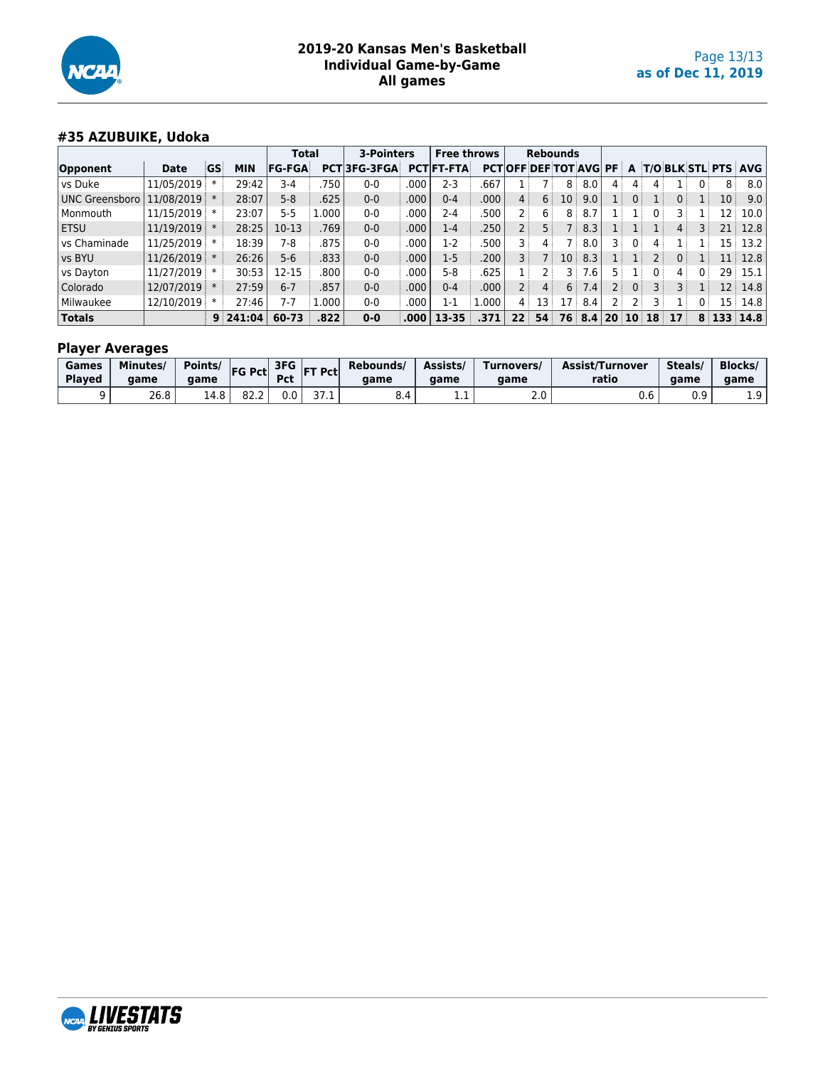# 2019-20 Kansas Men's Basketball
## Individual Game-by-Game
## All games

as of Dec 11, 2019

### #35 AZUBUIKE, Udoka

| | | | | Total | | 3-Pointers | | Free throws | | Rebounds | | | | | | | | | | |
|---|---|---|---|---|---|---|---|---|---|---|---|---|---|---|---|---|---|---|---|---|
| Opponent | Date | GS | MIN | FG-FGA | PCT | 3FG-3FGA | PCT | FT-FTA | PCT | OFF | DEF | TOT | AVG | PF | A | T/O | BLK | STL | PTS | AVG |
| vs Duke | 11/05/2019 | * | 29:42 | 3-4 | .750 | 0-0 | .000 | 2-3 | .667 | 1 | 7 | 8 | 8.0 | 4 | 4 | 4 | 1 | 0 | 8 | 8.0 |
| UNC Greensboro | 11/08/2019 | * | 28:07 | 5-8 | .625 | 0-0 | .000 | 0-4 | .000 | 4 | 6 | 10 | 9.0 | 1 | 0 | 1 | 0 | 1 | 10 | 9.0 |
| Monmouth | 11/15/2019 | * | 23:07 | 5-5 | 1.000 | 0-0 | .000 | 2-4 | .500 | 2 | 6 | 8 | 8.7 | 1 | 1 | 0 | 3 | 1 | 12 | 10.0 |
| ETSU | 11/19/2019 | * | 28:25 | 10-13 | .769 | 0-0 | .000 | 1-4 | .250 | 2 | 5 | 7 | 8.3 | 1 | 1 | 1 | 4 | 3 | 21 | 12.8 |
| vs Chaminade | 11/25/2019 | * | 18:39 | 7-8 | .875 | 0-0 | .000 | 1-2 | .500 | 3 | 4 | 7 | 8.0 | 3 | 0 | 4 | 1 | 1 | 15 | 13.2 |
| vs BYU | 11/26/2019 | * | 26:26 | 5-6 | .833 | 0-0 | .000 | 1-5 | .200 | 3 | 7 | 10 | 8.3 | 1 | 1 | 2 | 0 | 1 | 11 | 12.8 |
| vs Dayton | 11/27/2019 | * | 30:53 | 12-15 | .800 | 0-0 | .000 | 5-8 | .625 | 1 | 2 | 3 | 7.6 | 5 | 1 | 0 | 4 | 0 | 29 | 15.1 |
| Colorado | 12/07/2019 | * | 27:59 | 6-7 | .857 | 0-0 | .000 | 0-4 | .000 | 2 | 4 | 6 | 7.4 | 2 | 0 | 3 | 3 | 1 | 12 | 14.8 |
| Milwaukee | 12/10/2019 | * | 27:46 | 7-7 | 1.000 | 0-0 | .000 | 1-1 | 1.000 | 4 | 13 | 17 | 8.4 | 2 | 2 | 3 | 1 | 0 | 15 | 14.8 |
| **Totals** | | **9** | **241:04** | **60-73** | **.822** | **0-0** | **.000** | **13-35** | **.371** | **22** | **54** | **76** | **8.4** | **20** | **10** | **18** | **17** | **8** | **133** | **14.8** |

### Player Averages

| Games Played | Minutes/ game | Points/ game | FG Pct | 3FG Pct | FT Pct | Rebounds/ game | Assists/ game | Turnovers/ game | Assist/Turnover ratio | Steals/ game | Blocks/ game |
|---|---|---|---|---|---|---|---|---|---|---|---|
| 9 | 26.8 | 14.8 | 82.2 | 0.0 | 37.1 | 8.4 | 1.1 | 2.0 | 0.6 | 0.9 | 1.9 |